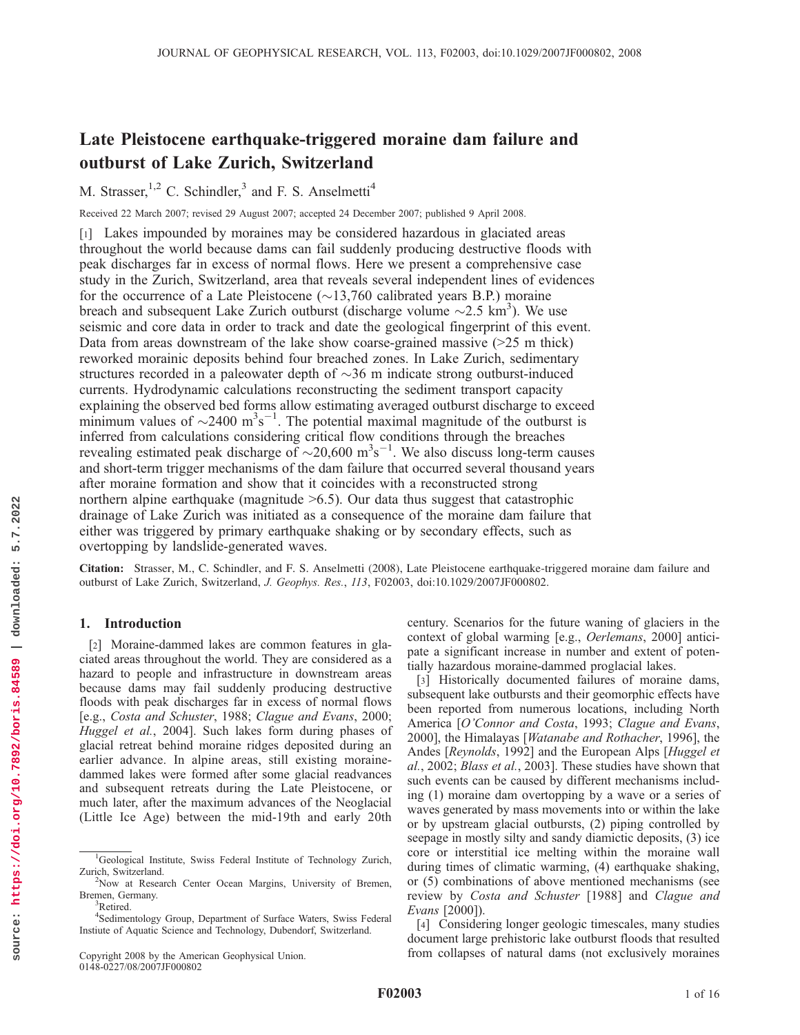# Late Pleistocene earthquake-triggered moraine dam failure and outburst of Lake Zurich, Switzerland

M. Strasser,[1,2] C. Schindler,[3] and F. S. Anselmetti[4]

Received 22 March 2007; revised 29 August 2007; accepted 24 December 2007; published 9 April 2008.

[1] Lakes impounded by moraines may be considered hazardous in glaciated areas throughout the world because dams can fail suddenly producing destructive floods with peak discharges far in excess of normal flows. Here we present a comprehensive case study in the Zurich, Switzerland, area that reveals several independent lines of evidences for the occurrence of a Late Pleistocene (~13,760 calibrated years B.P.) moraine breach and subsequent Lake Zurich outburst (discharge volume ~2.5 $km^3$). We use seismic and core data in order to track and date the geological fingerprint of this event. Data from areas downstream of the lake show coarse-grained massive (>25 m thick) reworked morainic deposits behind four breached zones. In Lake Zurich, sedimentary structures recorded in a paleowater depth of ~36 m indicate strong outburst-induced currents. Hydrodynamic calculations reconstructing the sediment transport capacity explaining the observed bed forms allow estimating averaged outburst discharge to exceed minimum values of ~2400 $m^3s^{-1}$. The potential maximal magnitude of the outburst is inferred from calculations considering critical flow conditions through the breaches revealing estimated peak discharge of ~20,600 $m^3s^{-1}$. We also discuss long-term causes and short-term trigger mechanisms of the dam failure that occurred several thousand years after moraine formation and show that it coincides with a reconstructed strong northern alpine earthquake (magnitude >6.5). Our data thus suggest that catastrophic drainage of Lake Zurich was initiated as a consequence of the moraine dam failure that either was triggered by primary earthquake shaking or by secondary effects, such as overtopping by landslide-generated waves.

**Citation:** Strasser, M., C. Schindler, and F. S. Anselmetti (2008), Late Pleistocene earthquake-triggered moraine dam failure and outburst of Lake Zurich, Switzerland, *J. Geophys. Res.*, *113*, F02003, doi:10.1029/2007JF000802.

## 1. Introduction

[2] Moraine-dammed lakes are common features in glaciated areas throughout the world. They are considered as a hazard to people and infrastructure in downstream areas because dams may fail suddenly producing destructive floods with peak discharges far in excess of normal flows [e.g., *Costa and Schuster*, 1988; *Clague and Evans*, 2000; *Huggel et al.*, 2004]. Such lakes form during phases of glacial retreat behind moraine ridges deposited during an earlier advance. In alpine areas, still existing moraine-dammed lakes were formed after some glacial readvances and subsequent retreats during the Late Pleistocene or much later, after the maximum advances of the Neoglacial (Little Ice Age) between the mid-19th and early 20th century. Scenarios for the future waning of glaciers in the context of global warming [e.g., *Oerlemans*, 2000] anticipate a significant increase in number and extent of potentially hazardous moraine-dammed proglacial lakes.

[3] Historically documented failures of moraine dams, subsequent lake outbursts and their geomorphic effects have been reported from numerous locations, including North America [*O'Connor and Costa*, 1993; *Clague and Evans*, 2000], the Himalayas [*Watanabe and Rothacher*, 1996], the Andes [*Reynolds*, 1992] and the European Alps [*Huggel et al.*, 2002; *Blass et al.*, 2003]. These studies have shown that such events can be caused by different mechanisms including (1) moraine dam overtopping by a wave or a series of waves generated by mass movements into or within the lake or by upstream glacial outbursts, (2) piping controlled by seepage in mostly silty and sandy diamictic deposits, (3) ice core or interstitial ice melting within the moraine wall during times of climatic warming, (4) earthquake shaking, or (5) combinations of above mentioned mechanisms (see review by *Costa and Schuster* [1988] and *Clague and Evans* [2000]).

[4] Considering longer geologic timescales, many studies document large prehistoric lake outburst floods that resulted from collapses of natural dams (not exclusively moraines

[1] Geological Institute, Swiss Federal Institute of Technology Zurich, Zurich, Switzerland.

[2] Now at Research Center Ocean Margins, University of Bremen, Bremen, Germany.

[3] Retired.

[4] Sedimentology Group, Department of Surface Waters, Swiss Federal Institute of Aquatic Science and Technology, Dubendorf, Switzerland.

Copyright 2008 by the American Geophysical Union.
0148-0227/08/2007JF000802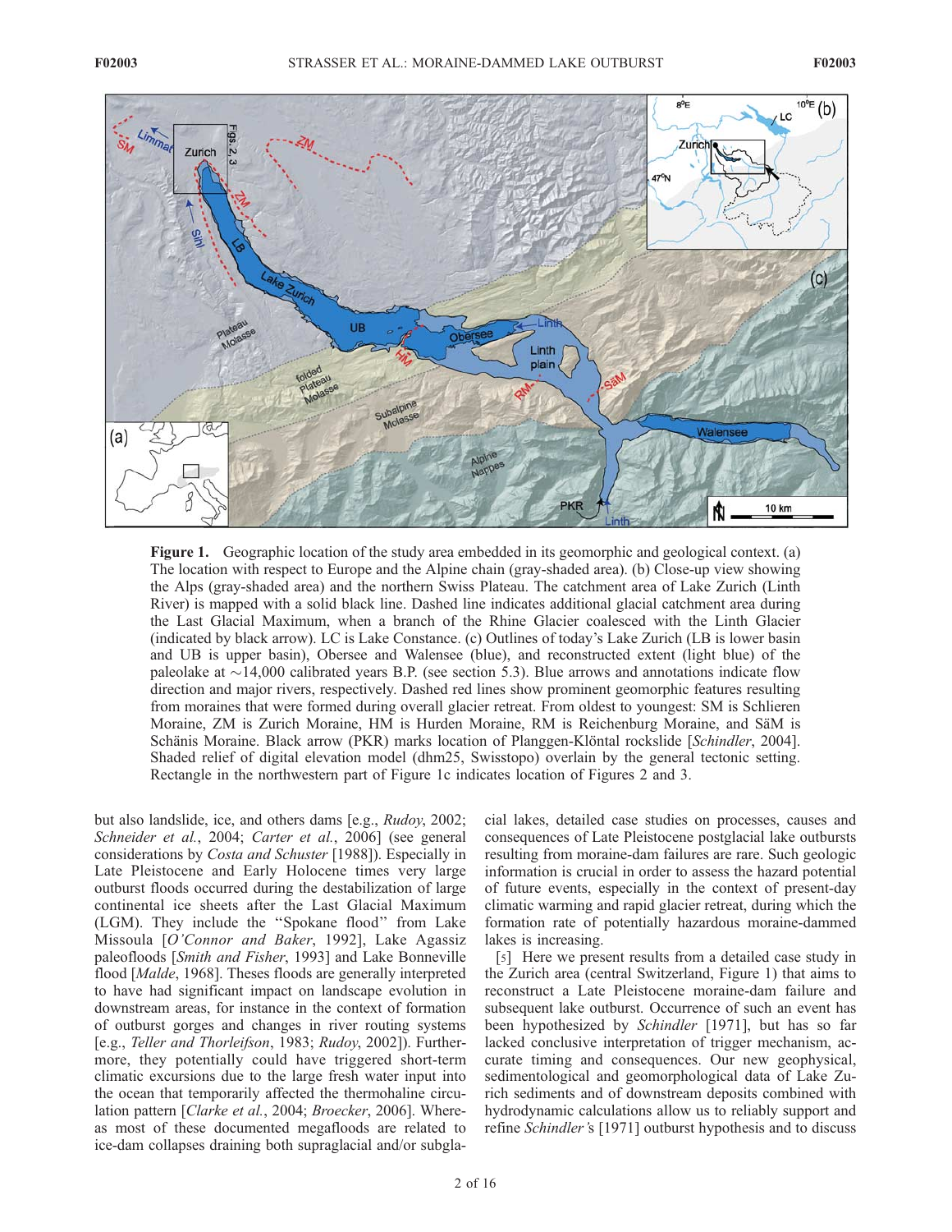**Figure 1.** Geographic location of the study area embedded in its geomorphic and geological context. (a) The location with respect to Europe and the Alpine chain (gray-shaded area). (b) Close-up view showing the Alps (gray-shaded area) and the northern Swiss Plateau. The catchment area of Lake Zurich (Linth River) is mapped with a solid black line. Dashed line indicates additional glacial catchment area during the Last Glacial Maximum, when a branch of the Rhine Glacier coalesced with the Linth Glacier (indicated by black arrow). LC is Lake Constance. (c) Outlines of today's Lake Zurich (LB is lower basin and UB is upper basin), Obersee and Walensee (blue), and reconstructed extent (light blue) of the paleolake at ~14,000 calibrated years B.P. (see section 5.3). Blue arrows and annotations indicate flow direction and major rivers, respectively. Dashed red lines show prominent geomorphic features resulting from moraines that were formed during overall glacier retreat. From oldest to youngest: SM is Schlieren Moraine, ZM is Zurich Moraine, HM is Hurden Moraine, RM is Reichenburg Moraine, and SäM is Schänis Moraine. Black arrow (PKR) marks location of Planggen-Klöntal rockslide [*Schindler*, 2004]. Shaded relief of digital elevation model (dhm25, Swisstopo) overlain by the general tectonic setting. Rectangle in the northwestern part of Figure 1c indicates location of Figures 2 and 3.

but also landslide, ice, and others dams [e.g., *Rudoy*, 2002; *Schneider et al.*, 2004; *Carter et al.*, 2006] (see general considerations by *Costa and Schuster* [1988]). Especially in Late Pleistocene and Early Holocene times very large outburst floods occurred during the destabilization of large continental ice sheets after the Last Glacial Maximum (LGM). They include the "Spokane flood" from Lake Missoula [*O'Connor and Baker*, 1992], Lake Agassiz paleofloods [*Smith and Fisher*, 1993] and Lake Bonneville flood [*Malde*, 1968]. Theses floods are generally interpreted to have had significant impact on landscape evolution in downstream areas, for instance in the context of formation of outburst gorges and changes in river routing systems [e.g., *Teller and Thorleifson*, 1983; *Rudoy*, 2002]). Furthermore, they potentially could have triggered short-term climatic excursions due to the large fresh water input into the ocean that temporarily affected the thermohaline circulation pattern [*Clarke et al.*, 2004; *Broecker*, 2006]. Whereas most of these documented megafloods are related to ice-dam collapses draining both supraglacial and/or subglacial lakes, detailed case studies on processes, causes and consequences of Late Pleistocene postglacial lake outbursts resulting from moraine-dam failures are rare. Such geologic information is crucial in order to assess the hazard potential of future events, especially in the context of present-day climatic warming and rapid glacier retreat, during which the formation rate of potentially hazardous moraine-dammed lakes is increasing.

[5] Here we present results from a detailed case study in the Zurich area (central Switzerland, Figure 1) that aims to reconstruct a Late Pleistocene moraine-dam failure and subsequent lake outburst. Occurrence of such an event has been hypothesized by *Schindler* [1971], but has so far lacked conclusive interpretation of trigger mechanism, accurate timing and consequences. Our new geophysical, sedimentological and geomorphological data of Lake Zurich sediments and of downstream deposits combined with hydrodynamic calculations allow us to reliably support and refine *Schindler*'s [1971] outburst hypothesis and to discuss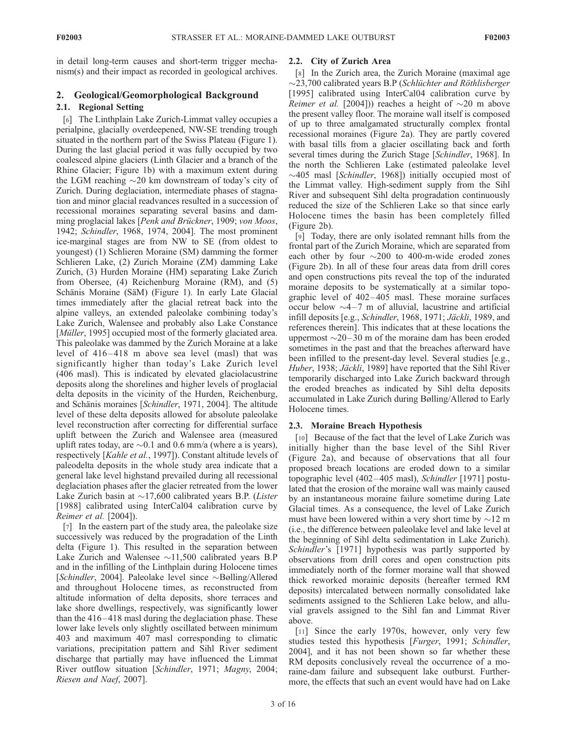in detail long-term causes and short-term trigger mechanism(s) and their impact as recorded in geological archives.

## 2. Geological/Geomorphological Background

### 2.1. Regional Setting

[6] The Linthplain Lake Zurich-Limmat valley occupies a perialpine, glacially overdeepened, NW-SE trending trough situated in the northern part of the Swiss Plateau (Figure 1). During the last glacial period it was fully occupied by two coalesced alpine glaciers (Linth Glacier and a branch of the Rhine Glacier; Figure 1b) with a maximum extent during the LGM reaching ~20 km downstream of today's city of Zurich. During deglaciation, intermediate phases of stagnation and minor glacial readvances resulted in a succession of recessional moraines separating several basins and damming proglacial lakes [*Penk and Brückner*, 1909; *von Moos*, 1942; *Schindler*, 1968, 1974, 2004]. The most prominent ice-marginal stages are from NW to SE (from oldest to youngest) (1) Schlieren Moraine (SM) damming the former Schlieren Lake, (2) Zurich Moraine (ZM) damming Lake Zurich, (3) Hurden Moraine (HM) separating Lake Zurich from Obersee, (4) Reichenburg Moraine (RM), and (5) Schänis Moraine (SäM) (Figure 1). In early Late Glacial times immediately after the glacial retreat back into the alpine valleys, an extended paleolake combining today's Lake Zurich, Walensee and probably also Lake Constance [*Müller*, 1995] occupied most of the formerly glaciated area. This paleolake was dammed by the Zurich Moraine at a lake level of 416–418 m above sea level (masl) that was significantly higher than today's Lake Zurich level (406 masl). This is indicated by elevated glaciolacustrine deposits along the shorelines and higher levels of proglacial delta deposits in the vicinity of the Hurden, Reichenburg, and Schänis moraines [*Schindler*, 1971, 2004]. The altitude level of these delta deposits allowed for absolute paleolake level reconstruction after correcting for differential surface uplift between the Zurich and Walensee area (measured uplift rates today, are ~0.1 and 0.6 mm/a (where a is years), respectively [*Kahle et al.*, 1997]). Constant altitude levels of paleodelta deposits in the whole study area indicate that a general lake level highstand prevailed during all recessional deglaciation phases after the glacier retreated from the lower Lake Zurich basin at ~17,600 calibrated years B.P. (*Lister* [1988] calibrated using InterCal04 calibration curve by *Reimer et al.* [2004]).

[7] In the eastern part of the study area, the paleolake size successively was reduced by the progradation of the Linth delta (Figure 1). This resulted in the separation between Lake Zurich and Walensee ~11,500 calibrated years B.P and in the infilling of the Linthplain during Holocene times [*Schindler*, 2004]. Paleolake level since ~Bølling/Allerød and throughout Holocene times, as reconstructed from altitude information of delta deposits, shore terraces and lake shore dwellings, respectively, was significantly lower than the 416–418 masl during the deglaciation phase. These lower lake levels only slightly oscillated between minimum 403 and maximum 407 masl corresponding to climatic variations, precipitation pattern and Sihl River sediment discharge that partially may have influenced the Limmat River outflow situation [*Schindler*, 1971; *Magny*, 2004; *Riesen and Naef*, 2007].

### 2.2. City of Zurich Area

[8] In the Zurich area, the Zurich Moraine (maximal age ~23,700 calibrated years B.P (*Schlüchter and Röthlisberger* [1995] calibrated using InterCal04 calibration curve by *Reimer et al.* [2004])) reaches a height of ~20 m above the present valley floor. The moraine wall itself is composed of up to three amalgamated structurally complex frontal recessional moraines (Figure 2a). They are partly covered with basal tills from a glacier oscillating back and forth several times during the Zurich Stage [*Schindler*, 1968]. In the north the Schlieren Lake (estimated paleolake level ~405 masl [*Schindler*, 1968]) initially occupied most of the Limmat valley. High-sediment supply from the Sihl River and subsequent Sihl delta progradation continuously reduced the size of the Schlieren Lake so that since early Holocene times the basin has been completely filled (Figure 2b).

[9] Today, there are only isolated remnant hills from the frontal part of the Zurich Moraine, which are separated from each other by four ~200 to 400-m-wide eroded zones (Figure 2b). In all of these four areas data from drill cores and open constructions pits reveal the top of the indurated moraine deposits to be systematically at a similar topographic level of 402–405 masl. These moraine surfaces occur below ~4–7 m of alluvial, lacustrine and artificial infill deposits [e.g., *Schindler*, 1968, 1971; *Jäckli*, 1989, and references therein]. This indicates that at these locations the uppermost ~20–30 m of the moraine dam has been eroded sometimes in the past and that the breaches afterward have been infilled to the present-day level. Several studies [e.g., *Huber*, 1938; *Jäckli*, 1989] have reported that the Sihl River temporarily discharged into Lake Zurich backward through the eroded breaches as indicated by Sihl delta deposits accumulated in Lake Zurich during Bølling/Allerød to Early Holocene times.

### 2.3. Moraine Breach Hypothesis

[10] Because of the fact that the level of Lake Zurich was initially higher than the base level of the Sihl River (Figure 2a), and because of observations that all four proposed breach locations are eroded down to a similar topographic level (402–405 masl), *Schindler* [1971] postulated that the erosion of the moraine wall was mainly caused by an instantaneous moraine failure sometime during Late Glacial times. As a consequence, the level of Lake Zurich must have been lowered within a very short time by ~12 m (i.e., the difference between paleolake level and lake level at the beginning of Sihl delta sedimentation in Lake Zurich). *Schindler*'s [1971] hypothesis was partly supported by observations from drill cores and open construction pits immediately north of the former moraine wall that showed thick reworked morainic deposits (hereafter termed RM deposits) intercalated between normally consolidated lake sediments assigned to the Schlieren Lake below, and alluvial gravels assigned to the Sihl fan and Limmat River above.

[11] Since the early 1970s, however, only very few studies tested this hypothesis [*Furger*, 1991; *Schindler*, 2004], and it has not been shown so far whether these RM deposits conclusively reveal the occurrence of a moraine-dam failure and subsequent lake outburst. Furthermore, the effects that such an event would have had on Lake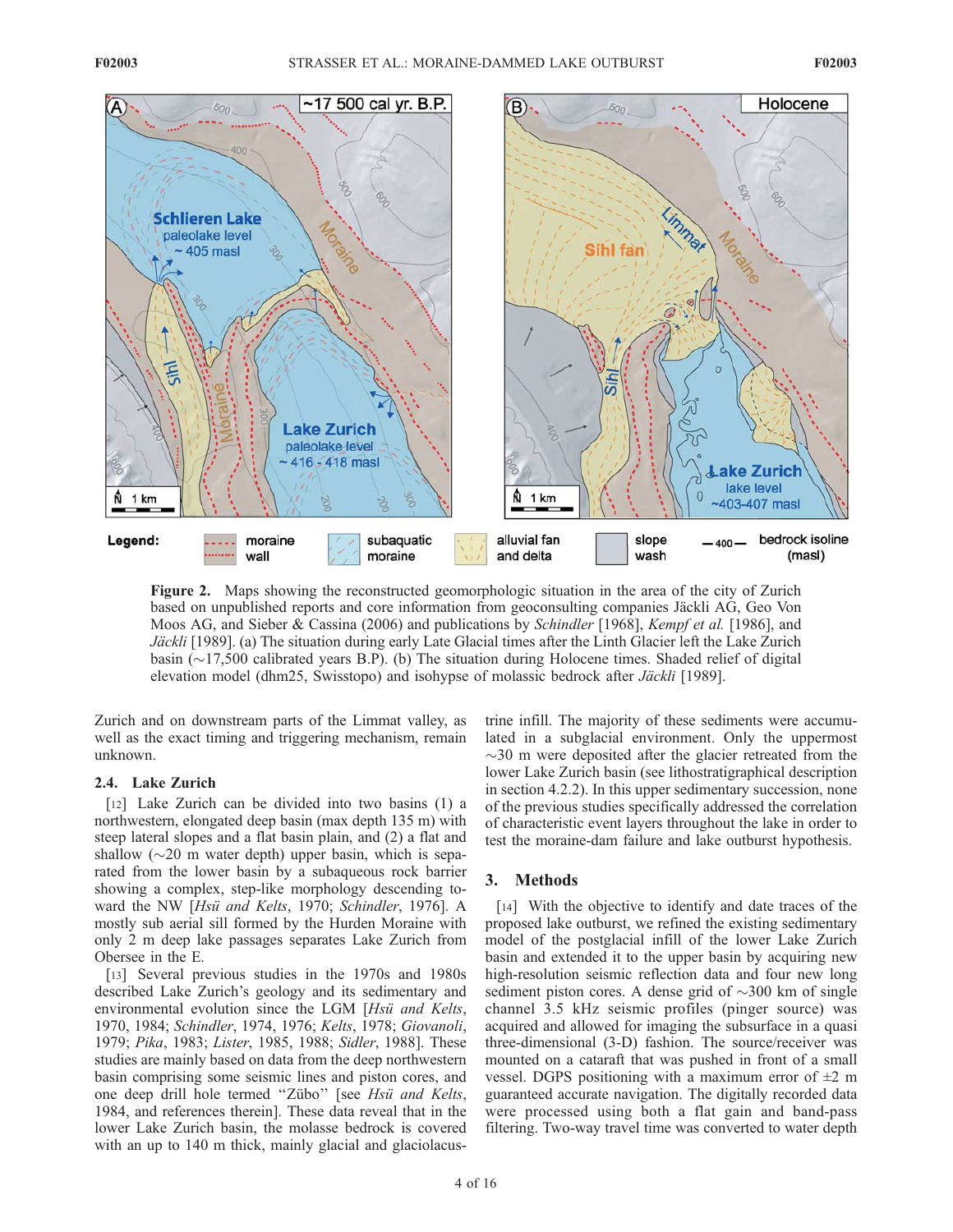**Figure 2.** Maps showing the reconstructed geomorphologic situation in the area of the city of Zurich based on unpublished reports and core information from geoconsulting companies Jäckli AG, Geo Von Moos AG, and Sieber & Cassina (2006) and publications by *Schindler* [1968], *Kempf et al.* [1986], and *Jäckli* [1989]. (a) The situation during early Late Glacial times after the Linth Glacier left the Lake Zurich basin (~17,500 calibrated years B.P). (b) The situation during Holocene times. Shaded relief of digital elevation model (dhm25, Swisstopo) and isohypse of molassic bedrock after *Jäckli* [1989].

Zurich and on downstream parts of the Limmat valley, as well as the exact timing and triggering mechanism, remain unknown.

### 2.4. Lake Zurich

[12] Lake Zurich can be divided into two basins (1) a northwestern, elongated deep basin (max depth 135 m) with steep lateral slopes and a flat basin plain, and (2) a flat and shallow (~20 m water depth) upper basin, which is separated from the lower basin by a subaqueous rock barrier showing a complex, step-like morphology descending toward the NW [*Hsü and Kelts*, 1970; *Schindler*, 1976]. A mostly sub aerial sill formed by the Hurden Moraine with only 2 m deep lake passages separates Lake Zurich from Obersee in the E.

[13] Several previous studies in the 1970s and 1980s described Lake Zurich's geology and its sedimentary and environmental evolution since the LGM [*Hsü and Kelts*, 1970, 1984; *Schindler*, 1974, 1976; *Kelts*, 1978; *Giovanoli*, 1979; *Pika*, 1983; *Lister*, 1985, 1988; *Sidler*, 1988]. These studies are mainly based on data from the deep northwestern basin comprising some seismic lines and piston cores, and one deep drill hole termed "Zübo" [see *Hsü and Kelts*, 1984, and references therein]. These data reveal that in the lower Lake Zurich basin, the molasse bedrock is covered with an up to 140 m thick, mainly glacial and glaciolacustrine infill. The majority of these sediments were accumulated in a subglacial environment. Only the uppermost ~30 m were deposited after the glacier retreated from the lower Lake Zurich basin (see lithostratigraphical description in section 4.2.2). In this upper sedimentary succession, none of the previous studies specifically addressed the correlation of characteristic event layers throughout the lake in order to test the moraine-dam failure and lake outburst hypothesis.

## 3. Methods

[14] With the objective to identify and date traces of the proposed lake outburst, we refined the existing sedimentary model of the postglacial infill of the lower Lake Zurich basin and extended it to the upper basin by acquiring new high-resolution seismic reflection data and four new long sediment piston cores. A dense grid of ~300 km of single channel 3.5 kHz seismic profiles (pinger source) was acquired and allowed for imaging the subsurface in a quasi three-dimensional (3-D) fashion. The source/receiver was mounted on a cataraft that was pushed in front of a small vessel. DGPS positioning with a maximum error of ±2 m guaranteed accurate navigation. The digitally recorded data were processed using both a flat gain and band-pass filtering. Two-way travel time was converted to water depth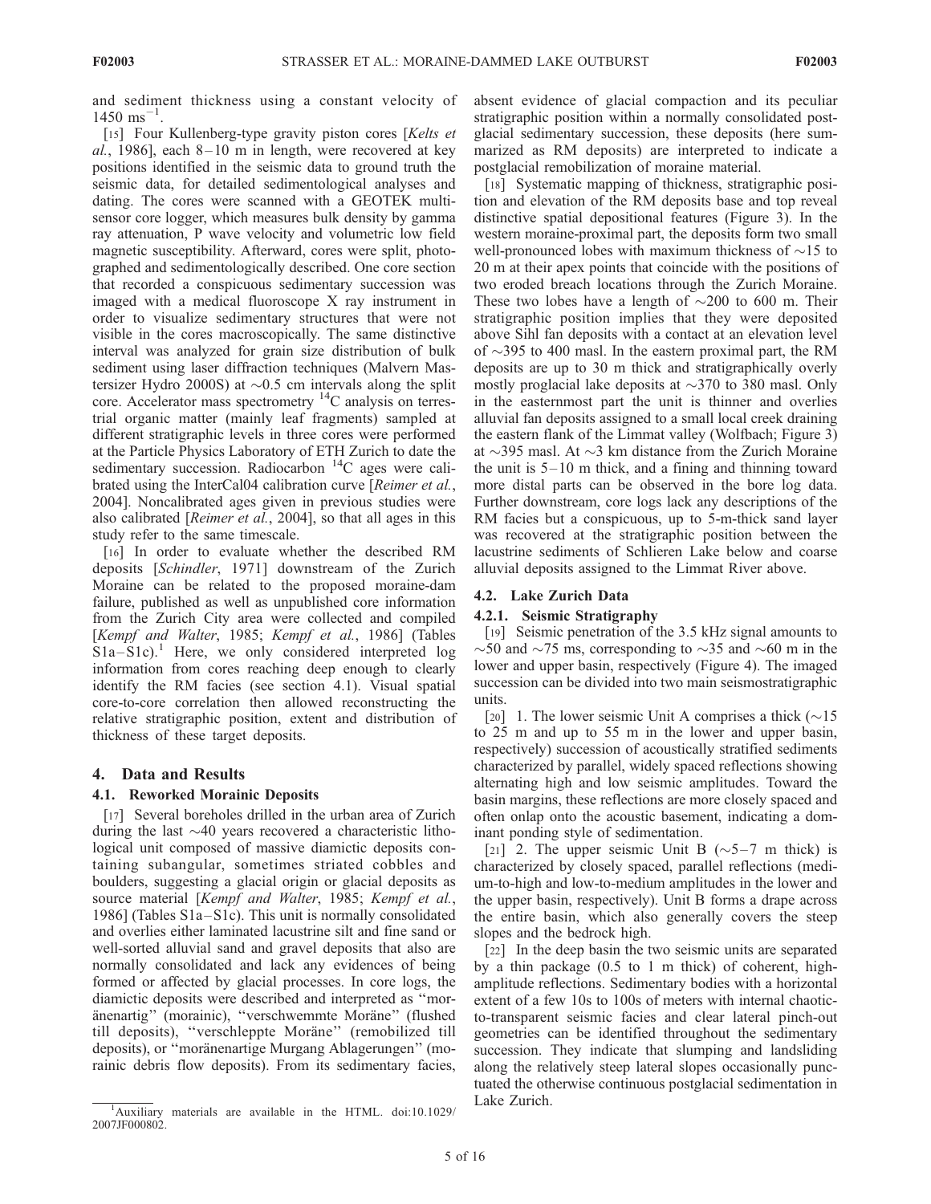and sediment thickness using a constant velocity of 1450 $ms^{-1}$.

[15] Four Kullenberg-type gravity piston cores [*Kelts et al.*, 1986], each 8–10 m in length, were recovered at key positions identified in the seismic data to ground truth the seismic data, for detailed sedimentological analyses and dating. The cores were scanned with a GEOTEK multisensor core logger, which measures bulk density by gamma ray attenuation, P wave velocity and volumetric low field magnetic susceptibility. Afterward, cores were split, photographed and sedimentologically described. One core section that recorded a conspicuous sedimentary succession was imaged with a medical fluoroscope X ray instrument in order to visualize sedimentary structures that were not visible in the cores macroscopically. The same distinctive interval was analyzed for grain size distribution of bulk sediment using laser diffraction techniques (Malvern Mastersizer Hydro 2000S) at ~0.5 cm intervals along the split core. Accelerator mass spectrometry $^{14}C$ analysis on terrestrial organic matter (mainly leaf fragments) sampled at different stratigraphic levels in three cores were performed at the Particle Physics Laboratory of ETH Zurich to date the sedimentary succession. Radiocarbon $^{14}C$ ages were calibrated using the InterCal04 calibration curve [*Reimer et al.*, 2004]. Noncalibrated ages given in previous studies were also calibrated [*Reimer et al.*, 2004], so that all ages in this study refer to the same timescale.

[16] In order to evaluate whether the described RM deposits [*Schindler*, 1971] downstream of the Zurich Moraine can be related to the proposed moraine-dam failure, published as well as unpublished core information from the Zurich City area were collected and compiled [*Kempf and Walter*, 1985; *Kempf et al.*, 1986] (Tables S1a–S1c).[1] Here, we only considered interpreted log information from cores reaching deep enough to clearly identify the RM facies (see section 4.1). Visual spatial core-to-core correlation then allowed reconstructing the relative stratigraphic position, extent and distribution of thickness of these target deposits.

## 4. Data and Results

### 4.1. Reworked Morainic Deposits

[17] Several boreholes drilled in the urban area of Zurich during the last ~40 years recovered a characteristic lithological unit composed of massive diamictic deposits containing subangular, sometimes striated cobbles and boulders, suggesting a glacial origin or glacial deposits as source material [*Kempf and Walter*, 1985; *Kempf et al.*, 1986] (Tables S1a–S1c). This unit is normally consolidated and overlies either laminated lacustrine silt and fine sand or well-sorted alluvial sand and gravel deposits that also are normally consolidated and lack any evidences of being formed or affected by glacial processes. In core logs, the diamictic deposits were described and interpreted as "moränenartig" (morainic), "verschwemmte Moräne" (flushed till deposits), "verschleppte Moräne" (remobilized till deposits), or "moränenartige Murgang Ablagerungen" (morainic debris flow deposits). From its sedimentary facies, absent evidence of glacial compaction and its peculiar stratigraphic position within a normally consolidated postglacial sedimentary succession, these deposits (here summarized as RM deposits) are interpreted to indicate a postglacial remobilization of moraine material.

[18] Systematic mapping of thickness, stratigraphic position and elevation of the RM deposits base and top reveal distinctive spatial depositional features (Figure 3). In the western moraine-proximal part, the deposits form two small well-pronounced lobes with maximum thickness of ~15 to 20 m at their apex points that coincide with the positions of two eroded breach locations through the Zurich Moraine. These two lobes have a length of ~200 to 600 m. Their stratigraphic position implies that they were deposited above Sihl fan deposits with a contact at an elevation level of ~395 to 400 masl. In the eastern proximal part, the RM deposits are up to 30 m thick and stratigraphically overly mostly proglacial lake deposits at ~370 to 380 masl. Only in the easternmost part the unit is thinner and overlies alluvial fan deposits assigned to a small local creek draining the eastern flank of the Limmat valley (Wolfbach; Figure 3) at ~395 masl. At ~3 km distance from the Zurich Moraine the unit is 5–10 m thick, and a fining and thinning toward more distal parts can be observed in the bore log data. Further downstream, core logs lack any descriptions of the RM facies but a conspicuous, up to 5-m-thick sand layer was recovered at the stratigraphic position between the lacustrine sediments of Schlieren Lake below and coarse alluvial deposits assigned to the Limmat River above.

### 4.2. Lake Zurich Data

#### 4.2.1. Seismic Stratigraphy

[19] Seismic penetration of the 3.5 kHz signal amounts to ~50 and ~75 ms, corresponding to ~35 and ~60 m in the lower and upper basin, respectively (Figure 4). The imaged succession can be divided into two main seismostratigraphic units.

[20] 1. The lower seismic Unit A comprises a thick (~15 to 25 m and up to 55 m in the lower and upper basin, respectively) succession of acoustically stratified sediments characterized by parallel, widely spaced reflections showing alternating high and low seismic amplitudes. Toward the basin margins, these reflections are more closely spaced and often onlap onto the acoustic basement, indicating a dominant ponding style of sedimentation.

[21] 2. The upper seismic Unit B (~5–7 m thick) is characterized by closely spaced, parallel reflections (medium-to-high and low-to-medium amplitudes in the lower and the upper basin, respectively). Unit B forms a drape across the entire basin, which also generally covers the steep slopes and the bedrock high.

[22] In the deep basin the two seismic units are separated by a thin package (0.5 to 1 m thick) of coherent, high-amplitude reflections. Sedimentary bodies with a horizontal extent of a few 10s to 100s of meters with internal chaotic-to-transparent seismic facies and clear lateral pinch-out geometries can be identified throughout the sedimentary succession. They indicate that slumping and landsliding along the relatively steep lateral slopes occasionally punctuated the otherwise continuous postglacial sedimentation in Lake Zurich.

[1] Auxiliary materials are available in the HTML. doi:10.1029/2007JF000802.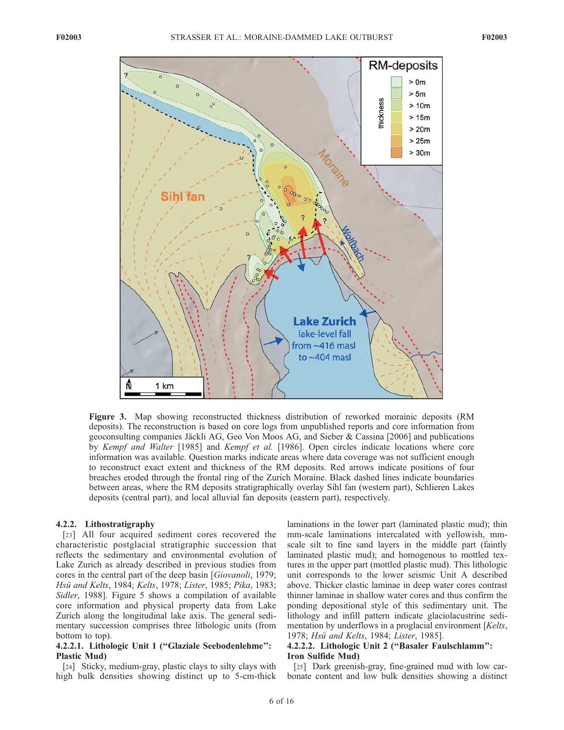**Figure 3.** Map showing reconstructed thickness distribution of reworked morainic deposits (RM deposits). The reconstruction is based on core logs from unpublished reports and core information from geoconsulting companies Jäckli AG, Geo Von Moos AG, and Sieber & Cassina [2006] and publications by *Kempf and Walter* [1985] and *Kempf et al.* [1986]. Open circles indicate locations where core information was available. Question marks indicate areas where data coverage was not sufficient enough to reconstruct exact extent and thickness of the RM deposits. Red arrows indicate positions of four breaches eroded through the frontal ring of the Zurich Moraine. Black dashed lines indicate boundaries between areas, where the RM deposits stratigraphically overlay Sihl fan (western part), Schlieren Lakes deposits (central part), and local alluvial fan deposits (eastern part), respectively.

#### 4.2.2. Lithostratigraphy

[23] All four acquired sediment cores recovered the characteristic postglacial stratigraphic succession that reflects the sedimentary and environmental evolution of Lake Zurich as already described in previous studies from cores in the central part of the deep basin [*Giovanoli*, 1979; *Hsü and Kelts*, 1984; *Kelts*, 1978; *Lister*, 1985; *Pika*, 1983; *Sidler*, 1988]. Figure 5 shows a compilation of available core information and physical property data from Lake Zurich along the longitudinal lake axis. The general sedimentary succession comprises three lithologic units (from bottom to top).

##### 4.2.2.1. Lithologic Unit 1 ("Glaziale Seebodenlehme": Plastic Mud)

[24] Sticky, medium-gray, plastic clays to silty clays with high bulk densities showing distinct up to 5-cm-thick laminations in the lower part (laminated plastic mud); thin mm-scale laminations intercalated with yellowish, mm-scale silt to fine sand layers in the middle part (faintly laminated plastic mud); and homogenous to mottled textures in the upper part (mottled plastic mud). This lithologic unit corresponds to the lower seismic Unit A described above. Thicker clastic laminae in deep water cores contrast thinner laminae in shallow water cores and thus confirm the ponding depositional style of this sedimentary unit. The lithology and infill pattern indicate glaciolacustrine sedimentation by underflows in a proglacial environment [*Kelts*, 1978; *Hsü and Kelts*, 1984; *Lister*, 1985].

##### 4.2.2.2. Lithologic Unit 2 ("Basaler Faulschlamm": Iron Sulfide Mud)

[25] Dark greenish-gray, fine-grained mud with low carbonate content and low bulk densities showing a distinct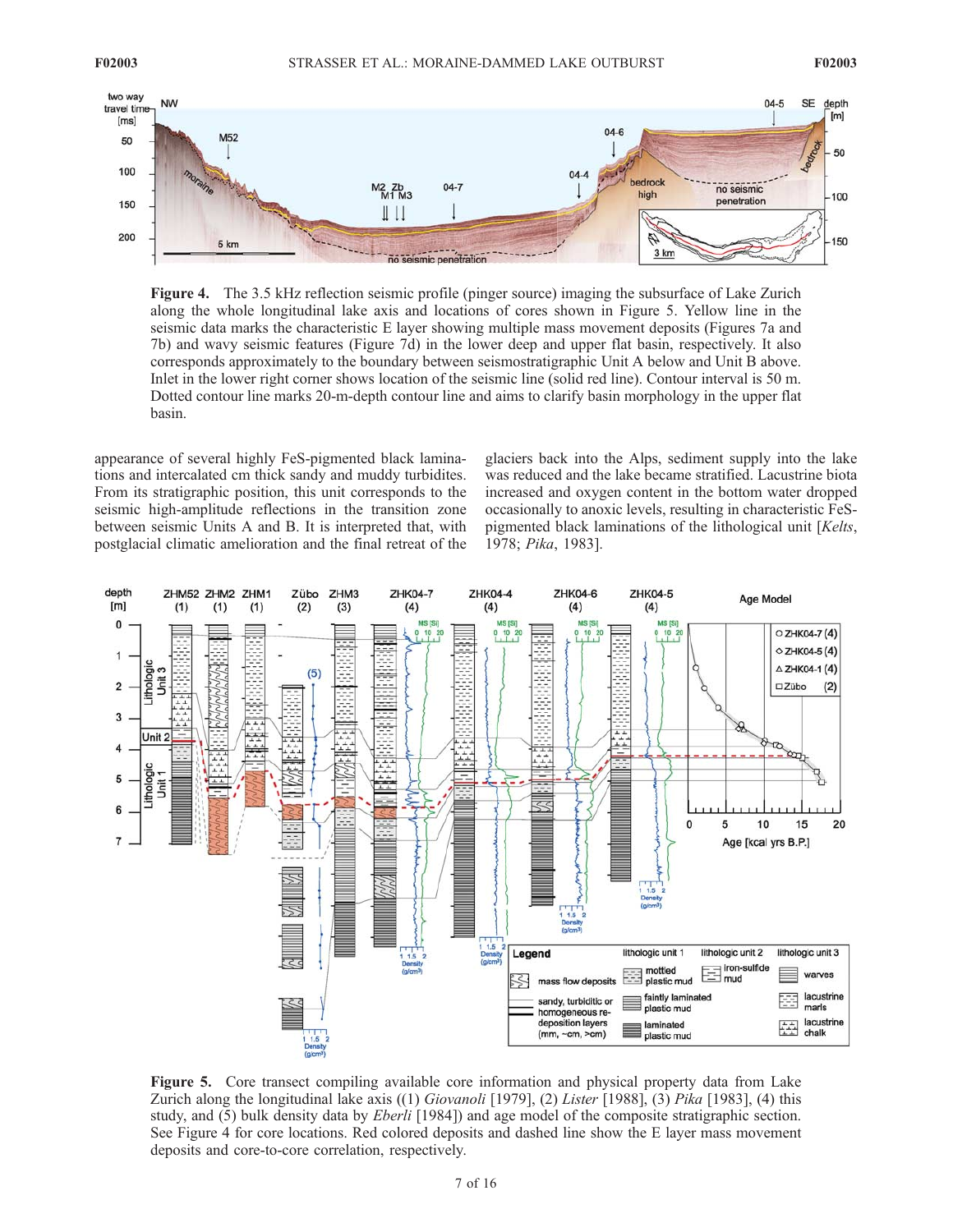**Figure 4.** The 3.5 kHz reflection seismic profile (pinger source) imaging the subsurface of Lake Zurich along the whole longitudinal lake axis and locations of cores shown in Figure 5. Yellow line in the seismic data marks the characteristic E layer showing multiple mass movement deposits (Figures 7a and 7b) and wavy seismic features (Figure 7d) in the lower deep and upper flat basin, respectively. It also corresponds approximately to the boundary between seismostratigraphic Unit A below and Unit B above. Inlet in the lower right corner shows location of the seismic line (solid red line). Contour interval is 50 m. Dotted contour line marks 20-m-depth contour line and aims to clarify basin morphology in the upper flat basin.

appearance of several highly FeS-pigmented black laminations and intercalated cm thick sandy and muddy turbidites. From its stratigraphic position, this unit corresponds to the seismic high-amplitude reflections in the transition zone between seismic Units A and B. It is interpreted that, with postglacial climatic amelioration and the final retreat of the glaciers back into the Alps, sediment supply into the lake was reduced and the lake became stratified. Lacustrine biota increased and oxygen content in the bottom water dropped occasionally to anoxic levels, resulting in characteristic FeS-pigmented black laminations of the lithological unit [*Kelts*, 1978; *Pika*, 1983].

**Figure 5.** Core transect compiling available core information and physical property data from Lake Zurich along the longitudinal lake axis ((1) *Giovanoli* [1979], (2) *Lister* [1988], (3) *Pika* [1983], (4) this study, and (5) bulk density data by *Eberli* [1984]) and age model of the composite stratigraphic section. See Figure 4 for core locations. Red colored deposits and dashed line show the E layer mass movement deposits and core-to-core correlation, respectively.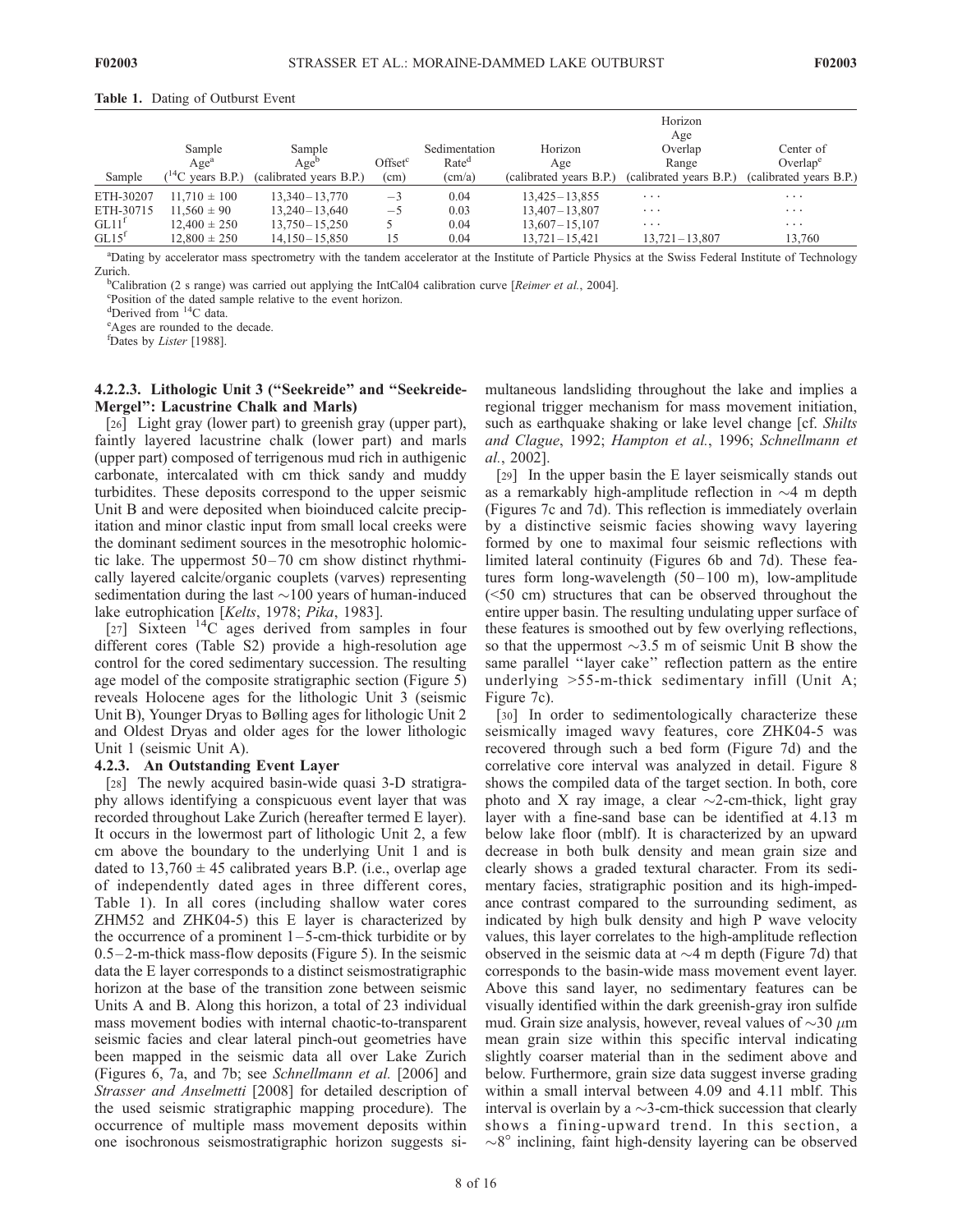**Table 1.** Dating of Outburst Event

| Sample | Sample Age[a] ($^{14}$C years B.P.) | Sample Age[b] (calibrated years B.P.) | Offset[c] (cm) | Sedimentation Rate[d] (cm/a) | Horizon Age (calibrated years B.P.) | Horizon Age Overlap Range (calibrated years B.P.) | Center of Overlap[e] (calibrated years B.P.) |
|---|---|---|---|---|---|---|---|
| ETH-30207 | 11,710 ± 100 | 13,340–13,770 | −3 | 0.04 | 13,425–13,855 | ... | ... |
| ETH-30715 | 11,560 ± 90 | 13,240–13,640 | −5 | 0.03 | 13,407–13,807 | ... | ... |
| GL11[f] | 12,400 ± 250 | 13,750–15,250 | 5 | 0.04 | 13,607–15,107 | ... | ... |
| GL15[f] | 12,800 ± 250 | 14,150–15,850 | 15 | 0.04 | 13,721–15,421 | 13,721–13,807 | 13,760 |

[a]Dating by accelerator mass spectrometry with the tandem accelerator at the Institute of Particle Physics at the Swiss Federal Institute of Technology Zurich.
[b]Calibration (2 s range) was carried out applying the IntCal04 calibration curve [*Reimer et al.*, 2004].
[c]Position of the dated sample relative to the event horizon.
[d]Derived from $^{14}$C data.
[e]Ages are rounded to the decade.
[f]Dates by *Lister* [1988].

#### 4.2.2.3. Lithologic Unit 3 ("Seekreide" and "Seekreide-Mergel": Lacustrine Chalk and Marls)

[26] Light gray (lower part) to greenish gray (upper part), faintly layered lacustrine chalk (lower part) and marls (upper part) composed of terrigenous mud rich in authigenic carbonate, intercalated with cm thick sandy and muddy turbidites. These deposits correspond to the upper seismic Unit B and were deposited when bioinduced calcite precipitation and minor clastic input from small local creeks were the dominant sediment sources in the mesotrophic holomictic lake. The uppermost 50–70 cm show distinct rhythmically layered calcite/organic couplets (varves) representing sedimentation during the last ~100 years of human-induced lake eutrophication [*Kelts*, 1978; *Pika*, 1983].

[27] Sixteen $^{14}$C ages derived from samples in four different cores (Table S2) provide a high-resolution age control for the cored sedimentary succession. The resulting age model of the composite stratigraphic section (Figure 5) reveals Holocene ages for the lithologic Unit 3 (seismic Unit B), Younger Dryas to Bølling ages for lithologic Unit 2 and Oldest Dryas and older ages for the lower lithologic Unit 1 (seismic Unit A).

### 4.2.3. An Outstanding Event Layer

[28] The newly acquired basin-wide quasi 3-D stratigraphy allows identifying a conspicuous event layer that was recorded throughout Lake Zurich (hereafter termed E layer). It occurs in the lowermost part of lithologic Unit 2, a few cm above the boundary to the underlying Unit 1 and is dated to 13,760 ± 45 calibrated years B.P. (i.e., overlap age of independently dated ages in three different cores, Table 1). In all cores (including shallow water cores ZHM52 and ZHK04-5) this E layer is characterized by the occurrence of a prominent 1–5-cm-thick turbidite or by 0.5–2-m-thick mass-flow deposits (Figure 5). In the seismic data the E layer corresponds to a distinct seismostratigraphic horizon at the base of the transition zone between seismic Units A and B. Along this horizon, a total of 23 individual mass movement bodies with internal chaotic-to-transparent seismic facies and clear lateral pinch-out geometries have been mapped in the seismic data all over Lake Zurich (Figures 6, 7a, and 7b; see *Schnellmann et al.* [2006] and *Strasser and Anselmetti* [2008] for detailed description of the used seismic stratigraphic mapping procedure). The occurrence of multiple mass movement deposits within one isochronous seismostratigraphic horizon suggests simultaneous landsliding throughout the lake and implies a regional trigger mechanism for mass movement initiation, such as earthquake shaking or lake level change [cf. *Shilts and Clague*, 1992; *Hampton et al.*, 1996; *Schnellmann et al.*, 2002].

[29] In the upper basin the E layer seismically stands out as a remarkably high-amplitude reflection in ~4 m depth (Figures 7c and 7d). This reflection is immediately overlain by a distinctive seismic facies showing wavy layering formed by one to maximal four seismic reflections with limited lateral continuity (Figures 6b and 7d). These features form long-wavelength (50–100 m), low-amplitude (<50 cm) structures that can be observed throughout the entire upper basin. The resulting undulating upper surface of these features is smoothed out by few overlying reflections, so that the uppermost ~3.5 m of seismic Unit B show the same parallel "layer cake" reflection pattern as the entire underlying >55-m-thick sedimentary infill (Unit A; Figure 7c).

[30] In order to sedimentologically characterize these seismically imaged wavy features, core ZHK04-5 was recovered through such a bed form (Figure 7d) and the correlative core interval was analyzed in detail. Figure 8 shows the compiled data of the target section. In both, core photo and X ray image, a clear ~2-cm-thick, light gray layer with a fine-sand base can be identified at 4.13 m below lake floor (mblf). It is characterized by an upward decrease in both bulk density and mean grain size and clearly shows a graded textural character. From its sedimentary facies, stratigraphic position and its high-impedance contrast compared to the surrounding sediment, as indicated by high bulk density and high P wave velocity values, this layer correlates to the high-amplitude reflection observed in the seismic data at ~4 m depth (Figure 7d) that corresponds to the basin-wide mass movement event layer. Above this sand layer, no sedimentary features can be visually identified within the dark greenish-gray iron sulfide mud. Grain size analysis, however, reveal values of ~30 $\mu$m mean grain size within this specific interval indicating slightly coarser material than in the sediment above and below. Furthermore, grain size data suggest inverse grading within a small interval between 4.09 and 4.11 mblf. This interval is overlain by a ~3-cm-thick succession that clearly shows a fining-upward trend. In this section, a ~8° inclining, faint high-density layering can be observed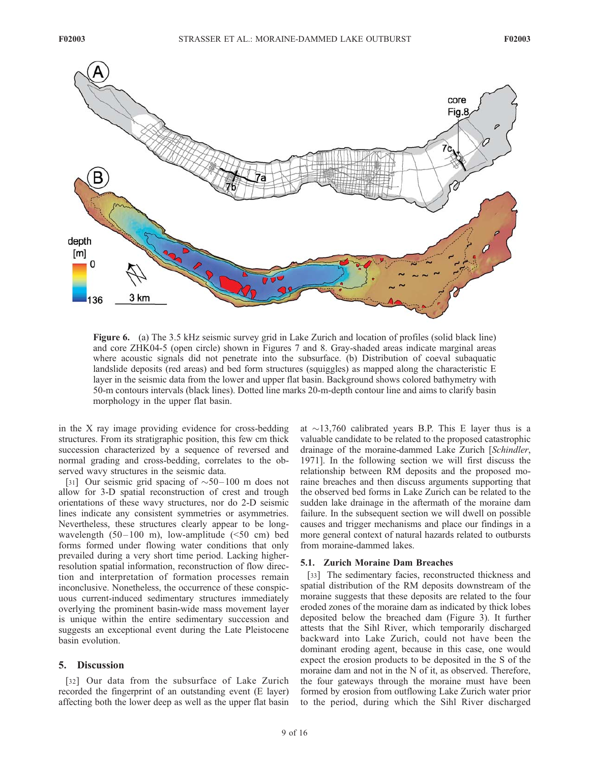**Figure 6.** (a) The 3.5 kHz seismic survey grid in Lake Zurich and location of profiles (solid black line) and core ZHK04-5 (open circle) shown in Figures 7 and 8. Gray-shaded areas indicate marginal areas where acoustic signals did not penetrate into the subsurface. (b) Distribution of coeval subaquatic landslide deposits (red areas) and bed form structures (squiggles) as mapped along the characteristic E layer in the seismic data from the lower and upper flat basin. Background shows colored bathymetry with 50-m contours intervals (black lines). Dotted line marks 20-m-depth contour line and aims to clarify basin morphology in the upper flat basin.

in the X ray image providing evidence for cross-bedding structures. From its stratigraphic position, this few cm thick succession characterized by a sequence of reversed and normal grading and cross-bedding, correlates to the observed wavy structures in the seismic data.

[31] Our seismic grid spacing of ~50–100 m does not allow for 3-D spatial reconstruction of crest and trough orientations of these wavy structures, nor do 2-D seismic lines indicate any consistent symmetries or asymmetries. Nevertheless, these structures clearly appear to be long-wavelength (50–100 m), low-amplitude (<50 cm) bed forms formed under flowing water conditions that only prevailed during a very short time period. Lacking higher-resolution spatial information, reconstruction of flow direction and interpretation of formation processes remain inconclusive. Nonetheless, the occurrence of these conspicuous current-induced sedimentary structures immediately overlying the prominent basin-wide mass movement layer is unique within the entire sedimentary succession and suggests an exceptional event during the Late Pleistocene basin evolution.

## 5. Discussion

[32] Our data from the subsurface of Lake Zurich recorded the fingerprint of an outstanding event (E layer) affecting both the lower deep as well as the upper flat basin at ~13,760 calibrated years B.P. This E layer thus is a valuable candidate to be related to the proposed catastrophic drainage of the moraine-dammed Lake Zurich [*Schindler*, 1971]. In the following section we will first discuss the relationship between RM deposits and the proposed moraine breaches and then discuss arguments supporting that the observed bed forms in Lake Zurich can be related to the sudden lake drainage in the aftermath of the moraine dam failure. In the subsequent section we will dwell on possible causes and trigger mechanisms and place our findings in a more general context of natural hazards related to outbursts from moraine-dammed lakes.

### 5.1. Zurich Moraine Dam Breaches

[33] The sedimentary facies, reconstructed thickness and spatial distribution of the RM deposits downstream of the moraine suggests that these deposits are related to the four eroded zones of the moraine dam as indicated by thick lobes deposited below the breached dam (Figure 3). It further attests that the Sihl River, which temporarily discharged backward into Lake Zurich, could not have been the dominant eroding agent, because in this case, one would expect the erosion products to be deposited in the S of the moraine dam and not in the N of it, as observed. Therefore, the four gateways through the moraine must have been formed by erosion from outflowing Lake Zurich water prior to the period, during which the Sihl River discharged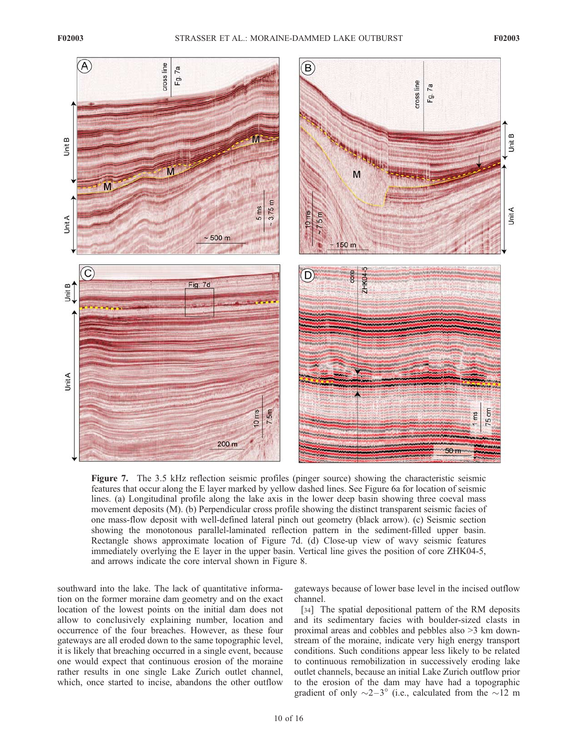**Figure 7.** The 3.5 kHz reflection seismic profiles (pinger source) showing the characteristic seismic features that occur along the E layer marked by yellow dashed lines. See Figure 6a for location of seismic lines. (a) Longitudinal profile along the lake axis in the lower deep basin showing three coeval mass movement deposits (M). (b) Perpendicular cross profile showing the distinct transparent seismic facies of one mass-flow deposit with well-defined lateral pinch out geometry (black arrow). (c) Seismic section showing the monotonous parallel-laminated reflection pattern in the sediment-filled upper basin. Rectangle shows approximate location of Figure 7d. (d) Close-up view of wavy seismic features immediately overlying the E layer in the upper basin. Vertical line gives the position of core ZHK04-5, and arrows indicate the core interval shown in Figure 8.

southward into the lake. The lack of quantitative information on the former moraine dam geometry and on the exact location of the lowest points on the initial dam does not allow to conclusively explaining number, location and occurrence of the four breaches. However, as these four gateways are all eroded down to the same topographic level, it is likely that breaching occurred in a single event, because one would expect that continuous erosion of the moraine rather results in one single Lake Zurich outlet channel, which, once started to incise, abandons the other outflow gateways because of lower base level in the incised outflow channel.

[34] The spatial depositional pattern of the RM deposits and its sedimentary facies with boulder-sized clasts in proximal areas and cobbles and pebbles also >3 km downstream of the moraine, indicate very high energy transport conditions. Such conditions appear less likely to be related to continuous remobilization in successively eroding lake outlet channels, because an initial Lake Zurich outflow prior to the erosion of the dam may have had a topographic gradient of only $\sim 2-3°$ (i.e., calculated from the $\sim 12$ m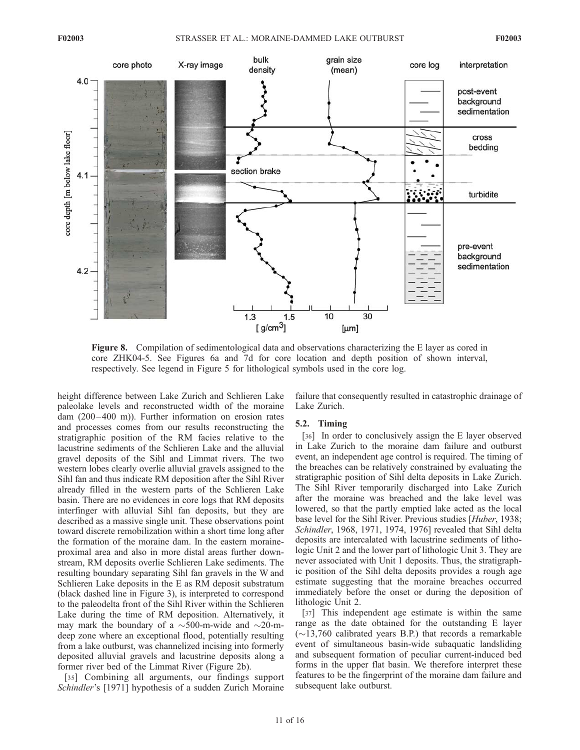Figure 8. Compilation of sedimentological data and observations characterizing the E layer as cored in core ZHK04-5. See Figures 6a and 7d for core location and depth position of shown interval, respectively. See legend in Figure 5 for lithological symbols used in the core log.

height difference between Lake Zurich and Schlieren Lake paleolake levels and reconstructed width of the moraine dam (200–400 m)). Further information on erosion rates and processes comes from our results reconstructing the stratigraphic position of the RM facies relative to the lacustrine sediments of the Schlieren Lake and the alluvial gravel deposits of the Sihl and Limmat rivers. The two western lobes clearly overlie alluvial gravels assigned to the Sihl fan and thus indicate RM deposition after the Sihl River already filled in the western parts of the Schlieren Lake basin. There are no evidences in core logs that RM deposits interfinger with alluvial Sihl fan deposits, but they are described as a massive single unit. These observations point toward discrete remobilization within a short time long after the formation of the moraine dam. In the eastern moraine-proximal area and also in more distal areas further downstream, RM deposits overlie Schlieren Lake sediments. The resulting boundary separating Sihl fan gravels in the W and Schlieren Lake deposits in the E as RM deposit substratum (black dashed line in Figure 3), is interpreted to correspond to the paleodelta front of the Sihl River within the Schlieren Lake during the time of RM deposition. Alternatively, it may mark the boundary of a ~500-m-wide and ~20-m-deep zone where an exceptional flood, potentially resulting from a lake outburst, was channelized incising into formerly deposited alluvial gravels and lacustrine deposits along a former river bed of the Limmat River (Figure 2b).

[35] Combining all arguments, our findings support *Schindler*'s [1971] hypothesis of a sudden Zurich Moraine failure that consequently resulted in catastrophic drainage of Lake Zurich.

### 5.2. Timing

[36] In order to conclusively assign the E layer observed in Lake Zurich to the moraine dam failure and outburst event, an independent age control is required. The timing of the breaches can be relatively constrained by evaluating the stratigraphic position of Sihl delta deposits in Lake Zurich. The Sihl River temporarily discharged into Lake Zurich after the moraine was breached and the lake level was lowered, so that the partly emptied lake acted as the local base level for the Sihl River. Previous studies [*Huber*, 1938; *Schindler*, 1968, 1971, 1974, 1976] revealed that Sihl delta deposits are intercalated with lacustrine sediments of lithologic Unit 2 and the lower part of lithologic Unit 3. They are never associated with Unit 1 deposits. Thus, the stratigraphic position of the Sihl delta deposits provides a rough age estimate suggesting that the moraine breaches occurred immediately before the onset or during the deposition of lithologic Unit 2.

[37] This independent age estimate is within the same range as the date obtained for the outstanding E layer (~13,760 calibrated years B.P.) that records a remarkable event of simultaneous basin-wide subaquatic landsliding and subsequent formation of peculiar current-induced bed forms in the upper flat basin. We therefore interpret these features to be the fingerprint of the moraine dam failure and subsequent lake outburst.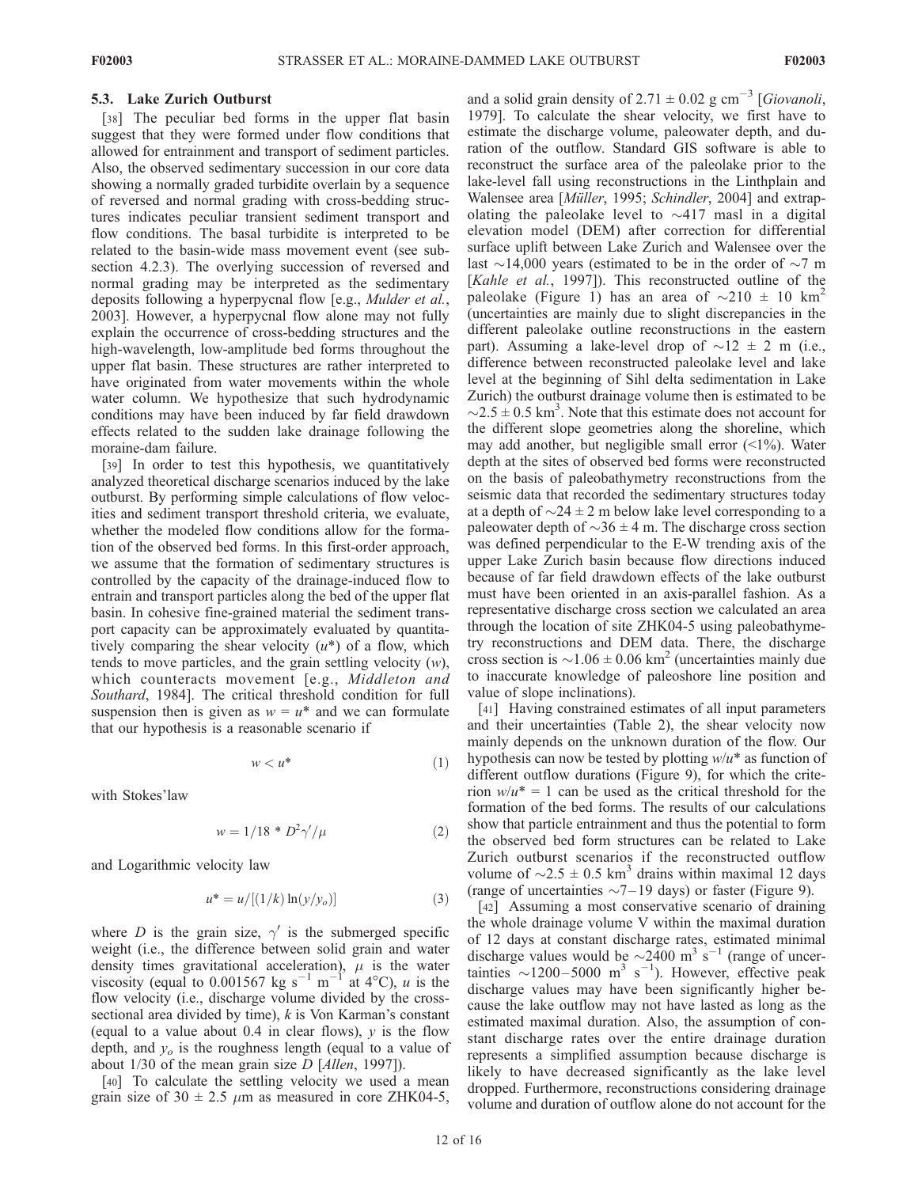### 5.3. Lake Zurich Outburst

[38] The peculiar bed forms in the upper flat basin suggest that they were formed under flow conditions that allowed for entrainment and transport of sediment particles. Also, the observed sedimentary succession in our core data showing a normally graded turbidite overlain by a sequence of reversed and normal grading with cross-bedding structures indicates peculiar transient sediment transport and flow conditions. The basal turbidite is interpreted to be related to the basin-wide mass movement event (see subsection 4.2.3). The overlying succession of reversed and normal grading may be interpreted as the sedimentary deposits following a hyperpycnal flow [e.g., *Mulder et al.*, 2003]. However, a hyperpycnal flow alone may not fully explain the occurrence of cross-bedding structures and the high-wavelength, low-amplitude bed forms throughout the upper flat basin. These structures are rather interpreted to have originated from water movements within the whole water column. We hypothesize that such hydrodynamic conditions may have been induced by far field drawdown effects related to the sudden lake drainage following the moraine-dam failure.

[39] In order to test this hypothesis, we quantitatively analyzed theoretical discharge scenarios induced by the lake outburst. By performing simple calculations of flow velocities and sediment transport threshold criteria, we evaluate, whether the modeled flow conditions allow for the formation of the observed bed forms. In this first-order approach, we assume that the formation of sedimentary structures is controlled by the capacity of the drainage-induced flow to entrain and transport particles along the bed of the upper flat basin. In cohesive fine-grained material the sediment transport capacity can be approximately evaluated by quantitatively comparing the shear velocity ($u^*$) of a flow, which tends to move particles, and the grain settling velocity ($w$), which counteracts movement [e.g., *Middleton and Southard*, 1984]. The critical threshold condition for full suspension then is given as $w = u^*$ and we can formulate that our hypothesis is a reasonable scenario if

$$w < u^* \tag{1}$$

with Stokes'law

$$w = 1/18 * D^2\gamma'/\mu \tag{2}$$

and Logarithmic velocity law

$$u^* = u/[(1/k)\ln(y/y_o)] \tag{3}$$

where $D$ is the grain size, $\gamma'$ is the submerged specific weight (i.e., the difference between solid grain and water density times gravitational acceleration), $\mu$ is the water viscosity (equal to 0.001567 kg $s^{-1}$ $m^{-1}$ at 4°C), $u$ is the flow velocity (i.e., discharge volume divided by the cross-sectional area divided by time), $k$ is Von Karman's constant (equal to a value about 0.4 in clear flows), $y$ is the flow depth, and $y_o$ is the roughness length (equal to a value of about 1/30 of the mean grain size $D$ [*Allen*, 1997]).

[40] To calculate the settling velocity we used a mean grain size of 30 ± 2.5 $\mu$m as measured in core ZHK04-5, and a solid grain density of 2.71 ± 0.02 g $cm^{-3}$ [*Giovanoli*, 1979]. To calculate the shear velocity, we first have to estimate the discharge volume, paleowater depth, and duration of the outflow. Standard GIS software is able to reconstruct the surface area of the paleolake prior to the lake-level fall using reconstructions in the Linthplain and Walensee area [*Müller*, 1995; *Schindler*, 2004] and extrapolating the paleolake level to ~417 masl in a digital elevation model (DEM) after correction for differential surface uplift between Lake Zurich and Walensee over the last ~14,000 years (estimated to be in the order of ~7 m [*Kahle et al.*, 1997]). This reconstructed outline of the paleolake (Figure 1) has an area of ~210 ± 10 $km^2$ (uncertainties are mainly due to slight discrepancies in the different paleolake outline reconstructions in the eastern part). Assuming a lake-level drop of ~12 ± 2 m (i.e., difference between reconstructed paleolake level and lake level at the beginning of Sihl delta sedimentation in Lake Zurich) the outburst drainage volume then is estimated to be ~2.5 ± 0.5 $km^3$. Note that this estimate does not account for the different slope geometries along the shoreline, which may add another, but negligible small error (<1%). Water depth at the sites of observed bed forms were reconstructed on the basis of paleobathymetry reconstructions from the seismic data that recorded the sedimentary structures today at a depth of ~24 ± 2 m below lake level corresponding to a paleowater depth of ~36 ± 4 m. The discharge cross section was defined perpendicular to the E-W trending axis of the upper Lake Zurich basin because flow directions induced because of far field drawdown effects of the lake outburst must have been oriented in an axis-parallel fashion. As a representative discharge cross section we calculated an area through the location of site ZHK04-5 using paleobathymetry reconstructions and DEM data. There, the discharge cross section is ~1.06 ± 0.06 $km^2$ (uncertainties mainly due to inaccurate knowledge of paleoshore line position and value of slope inclinations).

[41] Having constrained estimates of all input parameters and their uncertainties (Table 2), the shear velocity now mainly depends on the unknown duration of the flow. Our hypothesis can now be tested by plotting $w/u^*$ as function of different outflow durations (Figure 9), for which the criterion $w/u^* = 1$ can be used as the critical threshold for the formation of the bed forms. The results of our calculations show that particle entrainment and thus the potential to form the observed bed form structures can be related to Lake Zurich outburst scenarios if the reconstructed outflow volume of ~2.5 ± 0.5 $km^3$ drains within maximal 12 days (range of uncertainties ~7–19 days) or faster (Figure 9).

[42] Assuming a most conservative scenario of draining the whole drainage volume V within the maximal duration of 12 days at constant discharge rates, estimated minimal discharge values would be ~2400 $m^3$ $s^{-1}$ (range of uncertainties ~1200–5000 $m^3$ $s^{-1}$). However, effective peak discharge values may have been significantly higher because the lake outflow may not have lasted as long as the estimated maximal duration. Also, the assumption of constant discharge rates over the entire drainage duration represents a simplified assumption because discharge is likely to have decreased significantly as the lake level dropped. Furthermore, reconstructions considering drainage volume and duration of outflow alone do not account for the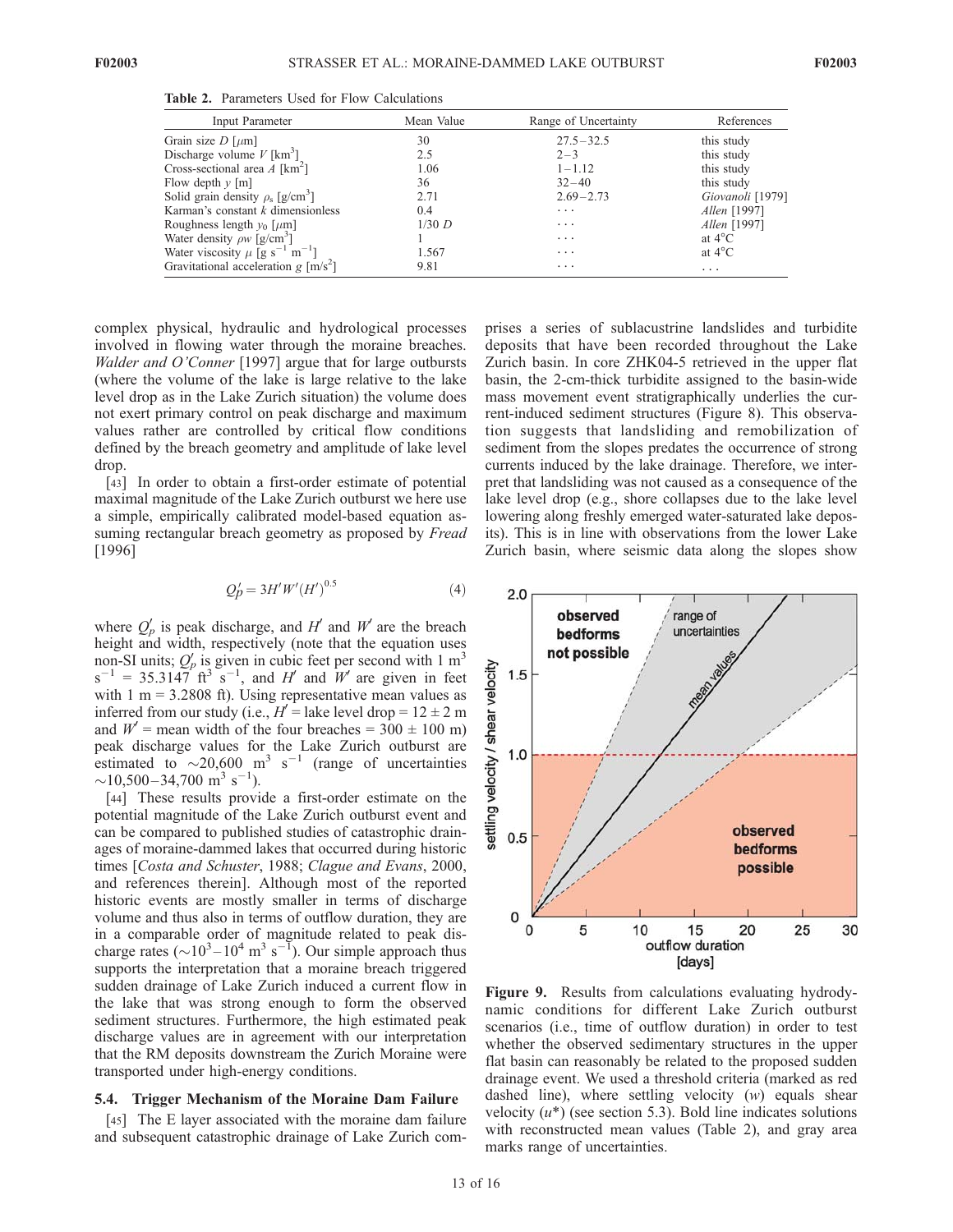**Table 2.** Parameters Used for Flow Calculations

| Input Parameter | Mean Value | Range of Uncertainty | References |
|---|---|---|---|
| Grain size $D$ [$\mu$m] | 30 | 27.5–32.5 | this study |
| Discharge volume $V$ [km$^3$] | 2.5 | 2–3 | this study |
| Cross-sectional area $A$ [km$^2$] | 1.06 | 1–1.12 | this study |
| Flow depth $y$ [m] | 36 | 32–40 | this study |
| Solid grain density $\rho_s$ [g/cm$^3$] | 2.71 | 2.69–2.73 | *Giovanoli* [1979] |
| Karman's constant $k$ dimensionless | 0.4 | ... | *Allen* [1997] |
| Roughness length $y_0$ [$\mu$m] | 1/30 $D$ | ... | *Allen* [1997] |
| Water density $\rho w$ [g/cm$^3$] | 1 | ... | at 4°C |
| Water viscosity $\mu$ [g s$^{-1}$ m$^{-1}$] | 1.567 | ... | at 4°C |
| Gravitational acceleration $g$ [m/s$^2$] | 9.81 | ... | ... |

complex physical, hydraulic and hydrological processes involved in flowing water through the moraine breaches. *Walder and O'Conner* [1997] argue that for large outbursts (where the volume of the lake is large relative to the lake level drop as in the Lake Zurich situation) the volume does not exert primary control on peak discharge and maximum values rather are controlled by critical flow conditions defined by the breach geometry and amplitude of lake level drop.

[43] In order to obtain a first-order estimate of potential maximal magnitude of the Lake Zurich outburst we here use a simple, empirically calibrated model-based equation assuming rectangular breach geometry as proposed by *Fread* [1996]

$$Q_p' = 3H'W'(H')^{0.5} \tag{4}$$

where $Q_p'$ is peak discharge, and $H'$ and $W'$ are the breach height and width, respectively (note that the equation uses non-SI units; $Q_p'$ is given in cubic feet per second with 1 m$^3$ s$^{-1}$ = 35.3147 ft$^3$ s$^{-1}$, and $H'$ and $W'$ are given in feet with 1 m = 3.2808 ft). Using representative mean values as inferred from our study (i.e., $H'$ = lake level drop = 12 ± 2 m and $W'$ = mean width of the four breaches = 300 ± 100 m) peak discharge values for the Lake Zurich outburst are estimated to ~20,600 m$^3$ s$^{-1}$ (range of uncertainties ~10,500–34,700 m$^3$ s$^{-1}$).

[44] These results provide a first-order estimate on the potential magnitude of the Lake Zurich outburst event and can be compared to published studies of catastrophic drainages of moraine-dammed lakes that occurred during historic times [*Costa and Schuster*, 1988; *Clague and Evans*, 2000, and references therein]. Although most of the reported historic events are mostly smaller in terms of discharge volume and thus also in terms of outflow duration, they are in a comparable order of magnitude related to peak discharge rates (~$10^3$–$10^4$ m$^3$ s$^{-1}$). Our simple approach thus supports the interpretation that a moraine breach triggered sudden drainage of Lake Zurich induced a current flow in the lake that was strong enough to form the observed sediment structures. Furthermore, the high estimated peak discharge values are in agreement with our interpretation that the RM deposits downstream the Zurich Moraine were transported under high-energy conditions.

### 5.4. Trigger Mechanism of the Moraine Dam Failure

[45] The E layer associated with the moraine dam failure and subsequent catastrophic drainage of Lake Zurich comprises a series of sublacustrine landslides and turbidite deposits that have been recorded throughout the Lake Zurich basin. In core ZHK04-5 retrieved in the upper flat basin, the 2-cm-thick turbidite assigned to the basin-wide mass movement event stratigraphically underlies the current-induced sediment structures (Figure 8). This observation suggests that landsliding and remobilization of sediment from the slopes predates the occurrence of strong currents induced by the lake drainage. Therefore, we interpret that landsliding was not caused as a consequence of the lake level drop (e.g., shore collapses due to the lake level lowering along freshly emerged water-saturated lake deposits). This is in line with observations from the lower Lake Zurich basin, where seismic data along the slopes show

**Figure 9.** Results from calculations evaluating hydrodynamic conditions for different Lake Zurich outburst scenarios (i.e., time of outflow duration) in order to test whether the observed sedimentary structures in the upper flat basin can reasonably be related to the proposed sudden drainage event. We used a threshold criteria (marked as red dashed line), where settling velocity ($w$) equals shear velocity ($u$*) (see section 5.3). Bold line indicates solutions with reconstructed mean values (Table 2), and gray area marks range of uncertainties.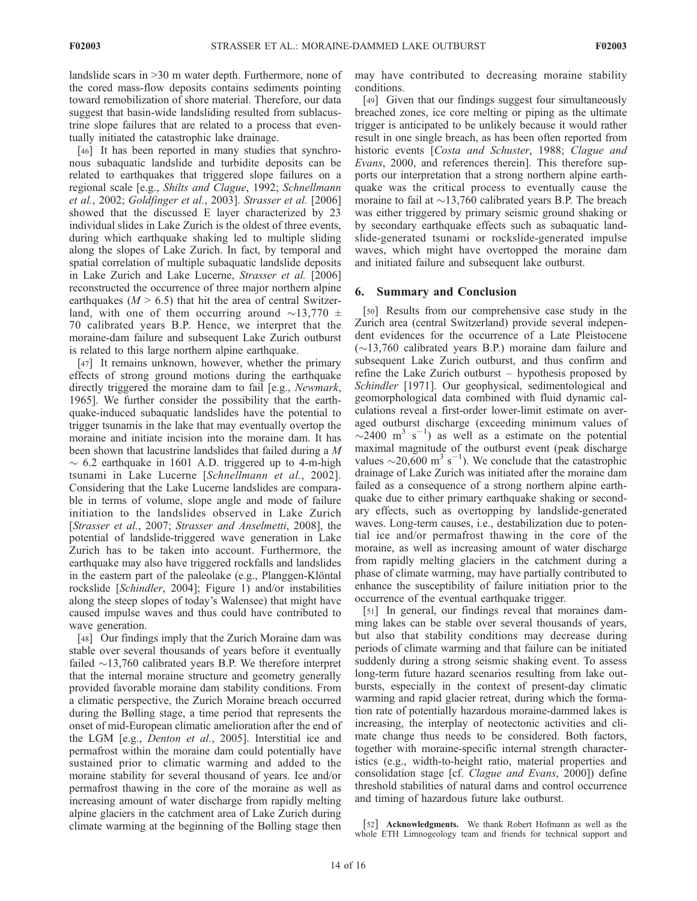landslide scars in >30 m water depth. Furthermore, none of the cored mass-flow deposits contains sediments pointing toward remobilization of shore material. Therefore, our data suggest that basin-wide landsliding resulted from sublacustrine slope failures that are related to a process that eventually initiated the catastrophic lake drainage.

[46] It has been reported in many studies that synchronous subaquatic landslide and turbidite deposits can be related to earthquakes that triggered slope failures on a regional scale [e.g., *Shilts and Clague*, 1992; *Schnellmann et al.*, 2002; *Goldfinger et al.*, 2003]. *Strasser et al.* [2006] showed that the discussed E layer characterized by 23 individual slides in Lake Zurich is the oldest of three events, during which earthquake shaking led to multiple sliding along the slopes of Lake Zurich. In fact, by temporal and spatial correlation of multiple subaquatic landslide deposits in Lake Zurich and Lake Lucerne, *Strasser et al.* [2006] reconstructed the occurrence of three major northern alpine earthquakes ($M > 6.5$) that hit the area of central Switzerland, with one of them occurring around ~13,770 ± 70 calibrated years B.P. Hence, we interpret that the moraine-dam failure and subsequent Lake Zurich outburst is related to this large northern alpine earthquake.

[47] It remains unknown, however, whether the primary effects of strong ground motions during the earthquake directly triggered the moraine dam to fail [e.g., *Newmark*, 1965]. We further consider the possibility that the earthquake-induced subaquatic landslides have the potential to trigger tsunamis in the lake that may eventually overtop the moraine and initiate incision into the moraine dam. It has been shown that lacustrine landslides that failed during a $M \sim 6.2$ earthquake in 1601 A.D. triggered up to 4-m-high tsunami in Lake Lucerne [*Schnellmann et al.*, 2002]. Considering that the Lake Lucerne landslides are comparable in terms of volume, slope angle and mode of failure initiation to the landslides observed in Lake Zurich [*Strasser et al.*, 2007; *Strasser and Anselmetti*, 2008], the potential of landslide-triggered wave generation in Lake Zurich has to be taken into account. Furthermore, the earthquake may also have triggered rockfalls and landslides in the eastern part of the paleolake (e.g., Planggen-Klöntal rockslide [*Schindler*, 2004]; Figure 1) and/or instabilities along the steep slopes of today's Walensee) that might have caused impulse waves and thus could have contributed to wave generation.

[48] Our findings imply that the Zurich Moraine dam was stable over several thousands of years before it eventually failed ~13,760 calibrated years B.P. We therefore interpret that the internal moraine structure and geometry generally provided favorable moraine dam stability conditions. From a climatic perspective, the Zurich Moraine breach occurred during the Bølling stage, a time period that represents the onset of mid-European climatic amelioration after the end of the LGM [e.g., *Denton et al.*, 2005]. Interstitial ice and permafrost within the moraine dam could potentially have sustained prior to climatic warming and added to the moraine stability for several thousand of years. Ice and/or permafrost thawing in the core of the moraine as well as increasing amount of water discharge from rapidly melting alpine glaciers in the catchment area of Lake Zurich during climate warming at the beginning of the Bølling stage then may have contributed to decreasing moraine stability conditions.

[49] Given that our findings suggest four simultaneously breached zones, ice core melting or piping as the ultimate trigger is anticipated to be unlikely because it would rather result in one single breach, as has been often reported from historic events [*Costa and Schuster*, 1988; *Clague and Evans*, 2000, and references therein]. This therefore supports our interpretation that a strong northern alpine earthquake was the critical process to eventually cause the moraine to fail at ~13,760 calibrated years B.P. The breach was either triggered by primary seismic ground shaking or by secondary earthquake effects such as subaquatic landslide-generated tsunami or rockslide-generated impulse waves, which might have overtopped the moraine dam and initiated failure and subsequent lake outburst.

## 6. Summary and Conclusion

[50] Results from our comprehensive case study in the Zurich area (central Switzerland) provide several independent evidences for the occurrence of a Late Pleistocene (~13,760 calibrated years B.P.) moraine dam failure and subsequent Lake Zurich outburst, and thus confirm and refine the Lake Zurich outburst – hypothesis proposed by *Schindler* [1971]. Our geophysical, sedimentological and geomorphological data combined with fluid dynamic calculations reveal a first-order lower-limit estimate on averaged outburst discharge (exceeding minimum values of ~2400 $m^3$ $s^{-1}$) as well as a estimate on the potential maximal magnitude of the outburst event (peak discharge values ~20,600 $m^3$ $s^{-1}$). We conclude that the catastrophic drainage of Lake Zurich was initiated after the moraine dam failed as a consequence of a strong northern alpine earthquake due to either primary earthquake shaking or secondary effects, such as overtopping by landslide-generated waves. Long-term causes, i.e., destabilization due to potential ice and/or permafrost thawing in the core of the moraine, as well as increasing amount of water discharge from rapidly melting glaciers in the catchment during a phase of climate warming, may have partially contributed to enhance the susceptibility of failure initiation prior to the occurrence of the eventual earthquake trigger.

[51] In general, our findings reveal that moraines damming lakes can be stable over several thousands of years, but also that stability conditions may decrease during periods of climate warming and that failure can be initiated suddenly during a strong seismic shaking event. To assess long-term future hazard scenarios resulting from lake outbursts, especially in the context of present-day climatic warming and rapid glacier retreat, during which the formation rate of potentially hazardous moraine-dammed lakes is increasing, the interplay of neotectonic activities and climate change thus needs to be considered. Both factors, together with moraine-specific internal strength characteristics (e.g., width-to-height ratio, material properties and consolidation stage [cf. *Clague and Evans*, 2000]) define threshold stabilities of natural dams and control occurrence and timing of hazardous future lake outburst.

[52] **Acknowledgments.** We thank Robert Hofmann as well as the whole ETH Limnogeology team and friends for technical support and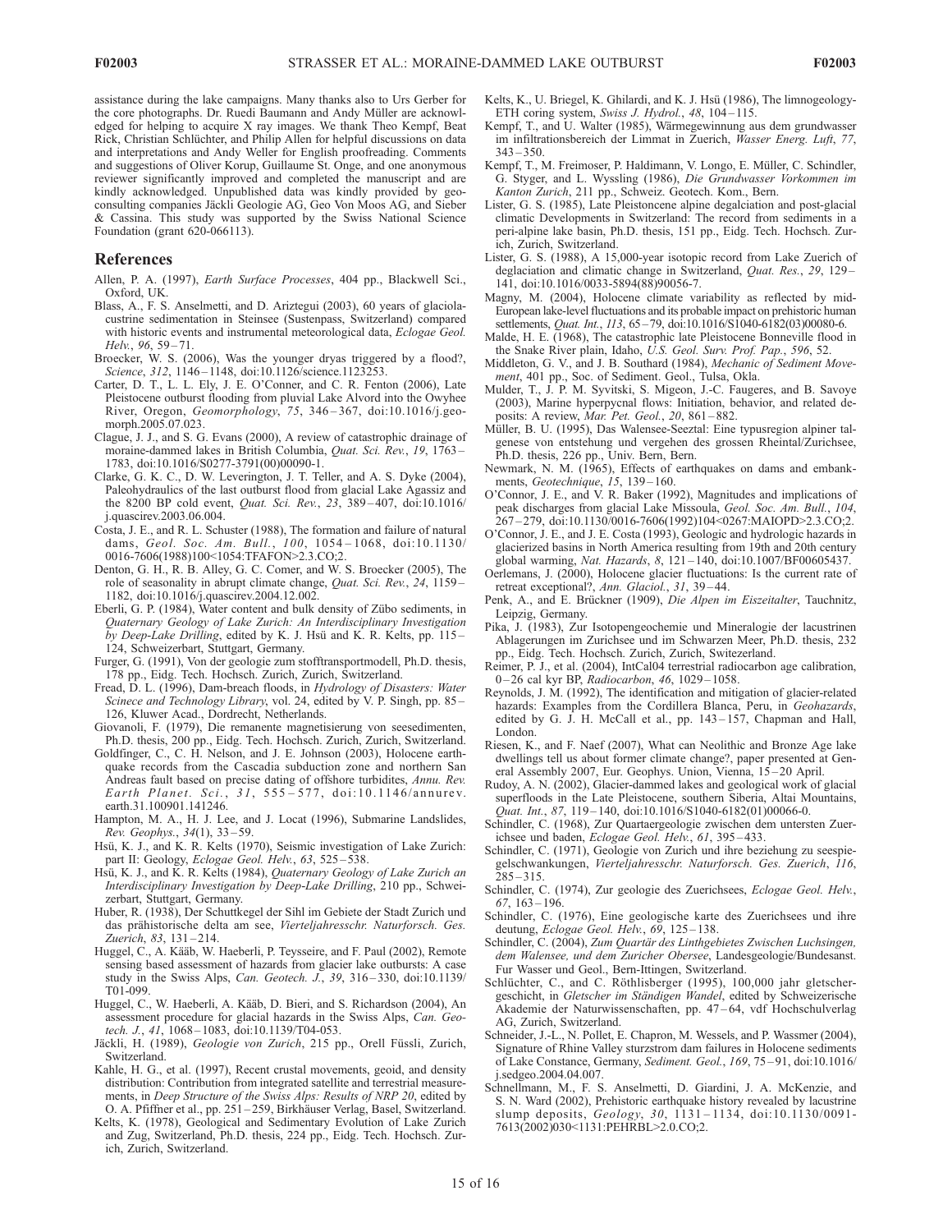assistance during the lake campaigns. Many thanks also to Urs Gerber for the core photographs. Dr. Ruedi Baumann and Andy Müller are acknowledged for helping to acquire X ray images. We thank Theo Kempf, Beat Rick, Christian Schlüchter, and Philip Allen for helpful discussions on data and interpretations and Andy Weller for English proofreading. Comments and suggestions of Oliver Korup, Guillaume St. Onge, and one anonymous reviewer significantly improved and completed the manuscript and are kindly acknowledged. Unpublished data was kindly provided by geo-consulting companies Jäckli Geologie AG, Geo Von Moos AG, and Sieber & Cassina. This study was supported by the Swiss National Science Foundation (grant 620-066113).

## References

Allen, P. A. (1997), *Earth Surface Processes*, 404 pp., Blackwell Sci., Oxford, UK.

Blass, A., F. S. Anselmetti, and D. Ariztegui (2003), 60 years of glaciolacustrine sedimentation in Steinsee (Sustenpass, Switzerland) compared with historic events and instrumental meteorological data, *Eclogae Geol. Helv.*, *96*, 59–71.

Broecker, W. S. (2006), Was the younger dryas triggered by a flood?, *Science*, *312*, 1146–1148, doi:10.1126/science.1123253.

Carter, D. T., L. L. Ely, J. E. O'Conner, and C. R. Fenton (2006), Late Pleistocene outburst flooding from pluvial Lake Alvord into the Owyhee River, Oregon, *Geomorphology*, *75*, 346–367, doi:10.1016/j.geomorph.2005.07.023.

Clague, J. J., and S. G. Evans (2000), A review of catastrophic drainage of moraine-dammed lakes in British Columbia, *Quat. Sci. Rev.*, *19*, 1763–1783, doi:10.1016/S0277-3791(00)00090-1.

Clarke, G. K. C., D. W. Leverington, J. T. Teller, and A. S. Dyke (2004), Paleohydraulics of the last outburst flood from glacial Lake Agassiz and the 8200 BP cold event, *Quat. Sci. Rev.*, *23*, 389–407, doi:10.1016/j.quascirev.2003.06.004.

Costa, J. E., and R. L. Schuster (1988), The formation and failure of natural dams, *Geol. Soc. Am. Bull.*, *100*, 1054–1068, doi:10.1130/0016-7606(1988)100<1054:TFAFON>2.3.CO;2.

Denton, G. H., R. B. Alley, G. C. Comer, and W. S. Broecker (2005), The role of seasonality in abrupt climate change, *Quat. Sci. Rev.*, *24*, 1159–1182, doi:10.1016/j.quascirev.2004.12.002.

Eberli, G. P. (1984), Water content and bulk density of Zübo sediments, in *Quaternary Geology of Lake Zurich: An Interdisciplinary Investigation by Deep-Lake Drilling*, edited by K. J. Hsü and K. R. Kelts, pp. 115–124, Schweizerbart, Stuttgart, Germany.

Furger, G. (1991), Von der geologie zum stofftransportmodell, Ph.D. thesis, 178 pp., Eidg. Tech. Hochsch. Zurich, Zurich, Switzerland.

Fread, D. L. (1996), Dam-breach floods, in *Hydrology of Disasters: Water Scinece and Technology Library*, vol. 24, edited by V. P. Singh, pp. 85–126, Kluwer Acad., Dordrecht, Netherlands.

Giovanoli, F. (1979), Die remanente magnetisierung von seesedimenten, Ph.D. thesis, 200 pp., Eidg. Tech. Hochsch. Zurich, Zurich, Switzerland.

Goldfinger, C., C. H. Nelson, and J. E. Johnson (2003), Holocene earthquake records from the Cascadia subduction zone and northern San Andreas fault based on precise dating of offshore turbidites, *Annu. Rev. Earth Planet. Sci.*, *31*, 555–577, doi:10.1146/annurev.earth.31.100901.141246.

Hampton, M. A., H. J. Lee, and J. Locat (1996), Submarine Landslides, *Rev. Geophys.*, *34*(1), 33–59.

Hsü, K. J., and K. R. Kelts (1970), Seismic investigation of Lake Zurich: part II: Geology, *Eclogae Geol. Helv.*, *63*, 525–538.

Hsü, K. J., and K. R. Kelts (1984), *Quaternary Geology of Lake Zurich an Interdisciplinary Investigation by Deep-Lake Drilling*, 210 pp., Schweizerbart, Stuttgart, Germany.

Huber, R. (1938), Der Schuttkegel der Sihl im Gebiete der Stadt Zurich und das prähistorische delta am see, *Vierteljahresschr. Naturforsch. Ges. Zuerich*, *83*, 131–214.

Huggel, C., A. Kääb, W. Haeberli, P. Teysseire, and F. Paul (2002), Remote sensing based assessment of hazards from glacier lake outbursts: A case study in the Swiss Alps, *Can. Geotech. J.*, *39*, 316–330, doi:10.1139/T01-099.

Huggel, C., W. Haeberli, A. Kääb, D. Bieri, and S. Richardson (2004), An assessment procedure for glacial hazards in the Swiss Alps, *Can. Geotech. J.*, *41*, 1068–1083, doi:10.1139/T04-053.

Jäckli, H. (1989), *Geologie von Zurich*, 215 pp., Orell Füssli, Zurich, Switzerland.

Kahle, H. G., et al. (1997), Recent crustal movements, geoid, and density distribution: Contribution from integrated satellite and terrestrial measurements, in *Deep Structure of the Swiss Alps: Results of NRP 20*, edited by O. A. Pfiffner et al., pp. 251–259, Birkhäuser Verlag, Basel, Switzerland.

Kelts, K. (1978), Geological and Sedimentary Evolution of Lake Zurich and Zug, Switzerland, Ph.D. thesis, 224 pp., Eidg. Tech. Hochsch. Zurich, Zurich, Switzerland.

Kelts, K., U. Briegel, K. Ghilardi, and K. J. Hsü (1986), The limnogeology-ETH coring system, *Swiss J. Hydrol.*, *48*, 104–115.

Kempf, T., and U. Walter (1985), Wärmegewinnung aus dem grundwasser im infiltrationsbereich der Limmat in Zuerich, *Wasser Energ. Luft*, *77*, 343–350.

Kempf, T., M. Freimoser, P. Haldimann, V. Longo, E. Müller, C. Schindler, G. Styger, and L. Wyssling (1986), *Die Grundwasser Vorkommen im Kanton Zurich*, 211 pp., Schweiz. Geotech. Kom., Bern.

Lister, G. S. (1985), Late Pleistocene alpine degalciation and post-glacial climatic Developments in Switzerland: The record from sediments in a peri-alpine lake basin, Ph.D. thesis, 151 pp., Eidg. Tech. Hochsch. Zurich, Zurich, Switzerland.

Lister, G. S. (1988), A 15,000-year isotopic record from Lake Zuerich of deglaciation and climatic change in Switzerland, *Quat. Res.*, *29*, 129–141, doi:10.1016/0033-5894(88)90056-7.

Magny, M. (2004), Holocene climate variability as reflected by mid-European lake-level fluctuations and its probable impact on prehistoric human settlements, *Quat. Int.*, *113*, 65–79, doi:10.1016/S1040-6182(03)00080-6.

Malde, H. E. (1968), The catastrophic late Pleistocene Bonneville flood in the Snake River plain, Idaho, *U.S. Geol. Surv. Prof. Pap.*, *596*, 52.

Middleton, G. V., and J. B. Southard (1984), *Mechanic of Sediment Movement*, 401 pp., Soc. of Sediment. Geol., Tulsa, Okla.

Mulder, T., J. P. M. Syvitski, S. Migeon, J.-C. Faugeres, and B. Savoye (2003), Marine hyperpycnal flows: Initiation, behavior, and related deposits: A review, *Mar. Pet. Geol.*, *20*, 861–882.

Müller, B. U. (1995), Das Walensee-Seeztal: Eine typusregion alpiner talgenese von entstehung und vergehen des grossen Rheintal/Zurichsee, Ph.D. thesis, 226 pp., Univ. Bern, Bern.

Newmark, N. M. (1965), Effects of earthquakes on dams and embankments, *Geotechnique*, *15*, 139–160.

O'Connor, J. E., and V. R. Baker (1992), Magnitudes and implications of peak discharges from glacial Lake Missoula, *Geol. Soc. Am. Bull.*, *104*, 267–279, doi:10.1130/0016-7606(1992)104<0267:MAIOPD>2.3.CO;2.

O'Connor, J. E., and J. E. Costa (1993), Geologic and hydrologic hazards in glacierized basins in North America resulting from 19th and 20th century global warming, *Nat. Hazards*, *8*, 121–140, doi:10.1007/BF00605437.

Oerlemans, J. (2000), Holocene glacier fluctuations: Is the current rate of retreat exceptional?, *Ann. Glaciol.*, *31*, 39–44.

Penk, A., and E. Brückner (1909), *Die Alpen im Eiszeitalter*, Tauchnitz, Leipzig, Germany.

Pika, J. (1983), Zur Isotopengeochemie und Mineralogie der lacustrinen Ablagerungen im Zurichsee und im Schwarzen Meer, Ph.D. thesis, 232 pp., Eidg. Tech. Hochsch. Zurich, Zurich, Switezerland.

Reimer, P. J., et al. (2004), IntCal04 terrestrial radiocarbon age calibration, 0–26 cal kyr BP, *Radiocarbon*, *46*, 1029–1058.

Reynolds, J. M. (1992), The identification and mitigation of glacier-related hazards: Examples from the Cordillera Blanca, Peru, in *Geohazards*, edited by G. J. H. McCall et al., pp. 143–157, Chapman and Hall, London.

Riesen, K., and F. Naef (2007), What can Neolithic and Bronze Age lake dwellings tell us about former climate change?, paper presented at General Assembly 2007, Eur. Geophys. Union, Vienna, 15–20 April.

Rudoy, A. N. (2002), Glacier-dammed lakes and geological work of glacial superfloods in the Late Pleistocene, southern Siberia, Altai Mountains, *Quat. Int.*, *87*, 119–140, doi:10.1016/S1040-6182(01)00066-0.

Schindler, C. (1968), Zur Quartaergeologie zwischen dem untersten Zuerichsee und baden, *Eclogae Geol. Helv.*, *61*, 395–433.

Schindler, C. (1971), Geologie von Zurich und ihre beziehung zu seespiegelschwankungen, *Vierteljahresschr. Naturforsch. Ges. Zuerich*, *116*, 285–315.

Schindler, C. (1974), Zur geologie des Zuerichsees, *Eclogae Geol. Helv.*, *67*, 163–196.

Schindler, C. (1976), Eine geologische karte des Zuerichsees und ihre deutung, *Eclogae Geol. Helv.*, *69*, 125–138.

Schindler, C. (2004), *Zum Quartär des Linthgebietes Zwischen Luchsingen, dem Walensee, und dem Zuricher Obersee*, Landesgeologie/Bundesanst. Fur Wasser und Geol., Bern-Ittingen, Switzerland.

Schlüchter, C., and C. Röthlisberger (1995), 100,000 jahr gletschergeschicht, in *Gletscher im Ständigen Wandel*, edited by Schweizerische Akademie der Naturwissenschaften, pp. 47–64, vdf Hochschulverlag AG, Zurich, Switzerland.

Schneider, J.-L., N. Pollet, E. Chapron, M. Wessels, and P. Wassmer (2004), Signature of Rhine Valley sturzstrom dam failures in Holocene sediments of Lake Constance, Germany, *Sediment. Geol.*, *169*, 75–91, doi:10.1016/j.sedgeo.2004.04.007.

Schnellmann, M., F. S. Anselmetti, D. Giardini, J. A. McKenzie, and S. N. Ward (2002), Prehistoric earthquake history revealed by lacustrine slump deposits, *Geology*, *30*, 1131–1134, doi:10.1130/0091-7613(2002)030<1131:PEHRBL>2.0.CO;2.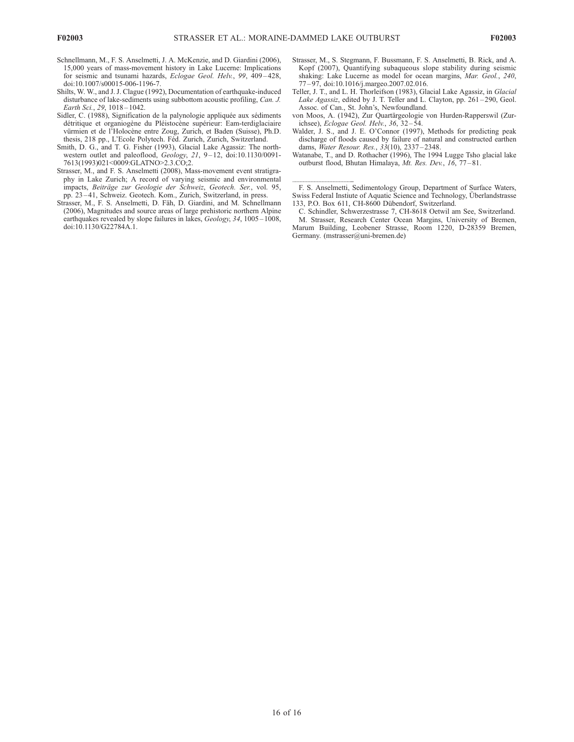Schnellmann, M., F. S. Anselmetti, J. A. McKenzie, and D. Giardini (2006), 15,000 years of mass-movement history in Lake Lucerne: Implications for seismic and tsunami hazards, *Eclogae Geol. Helv.*, *99*, 409–428, doi:10.1007/s00015-006-1196-7.

Shilts, W. W., and J. J. Clague (1992), Documentation of earthquake-induced disturbance of lake-sediments using subbottom acoustic profiling, *Can. J. Earth Sci.*, *29*, 1018–1042.

Sidler, C. (1988), Signification de la palynologie appliquée aux sédiments détritique et organiogène du Pléistocène supérieur: Eam-terdiglaciaire vürmien et de l'Holocène entre Zoug, Zurich, et Baden (Suisse), Ph.D. thesis, 218 pp., L'Ecole Polytech. Féd. Zurich, Zurich, Switzerland.

Smith, D. G., and T. G. Fisher (1993), Glacial Lake Agassiz: The northwestern outlet and paleoflood, *Geology*, *21*, 9–12, doi:10.1130/0091-7613(1993)021<0009:GLATNO>2.3.CO;2.

Strasser, M., and F. S. Anselmetti (2008), Mass-movement event stratigraphy in Lake Zurich; A record of varying seismic and environmental impacts, *Beiträge zur Geologie der Schweiz*, *Geotech. Ser.*, vol. 95, pp. 23–41, Schweiz. Geotech. Kom., Zurich, Switzerland, in press.

Strasser, M., F. S. Anselmetti, D. Fäh, D. Giardini, and M. Schnellmann (2006), Magnitudes and source areas of large prehistoric northern Alpine earthquakes revealed by slope failures in lakes, *Geology*, *34*, 1005–1008, doi:10.1130/G22784A.1.

Strasser, M., S. Stegmann, F. Bussmann, F. S. Anselmetti, B. Rick, and A. Kopf (2007), Quantifying subaqueous slope stability during seismic shaking: Lake Lucerne as model for ocean margins, *Mar. Geol.*, *240*, 77–97, doi:10.1016/j.margeo.2007.02.016.

Teller, J. T., and L. H. Thorleifson (1983), Glacial Lake Agassiz, in *Glacial Lake Agassiz*, edited by J. T. Teller and L. Clayton, pp. 261–290, Geol. Assoc. of Can., St. John's, Newfoundland.

von Moos, A. (1942), Zur Quartärgeologie von Hurden-Rapperswil (Zurichsee), *Eclogae Geol. Helv.*, *36*, 32–54.

Walder, J. S., and J. E. O'Connor (1997), Methods for predicting peak discharge of floods caused by failure of natural and constructed earthen dams, *Water Resour. Res.*, *33*(10), 2337–2348.

Watanabe, T., and D. Rothacher (1996), The 1994 Lugge Tsho glacial lake outburst flood, Bhutan Himalaya, *Mt. Res. Dev.*, *16*, 77–81.

---

F. S. Anselmetti, Sedimentology Group, Department of Surface Waters, Swiss Federal Instiute of Aquatic Science and Technology, Überlandstrasse 133, P.O. Box 611, CH-8600 Dübendorf, Switzerland.

C. Schindler, Schwerzestrasse 7, CH-8618 Oetwil am See, Switzerland.

M. Strasser, Research Center Ocean Margins, University of Bremen, Marum Building, Leobener Strasse, Room 1220, D-28359 Bremen, Germany. (mstrasser@uni-bremen.de)